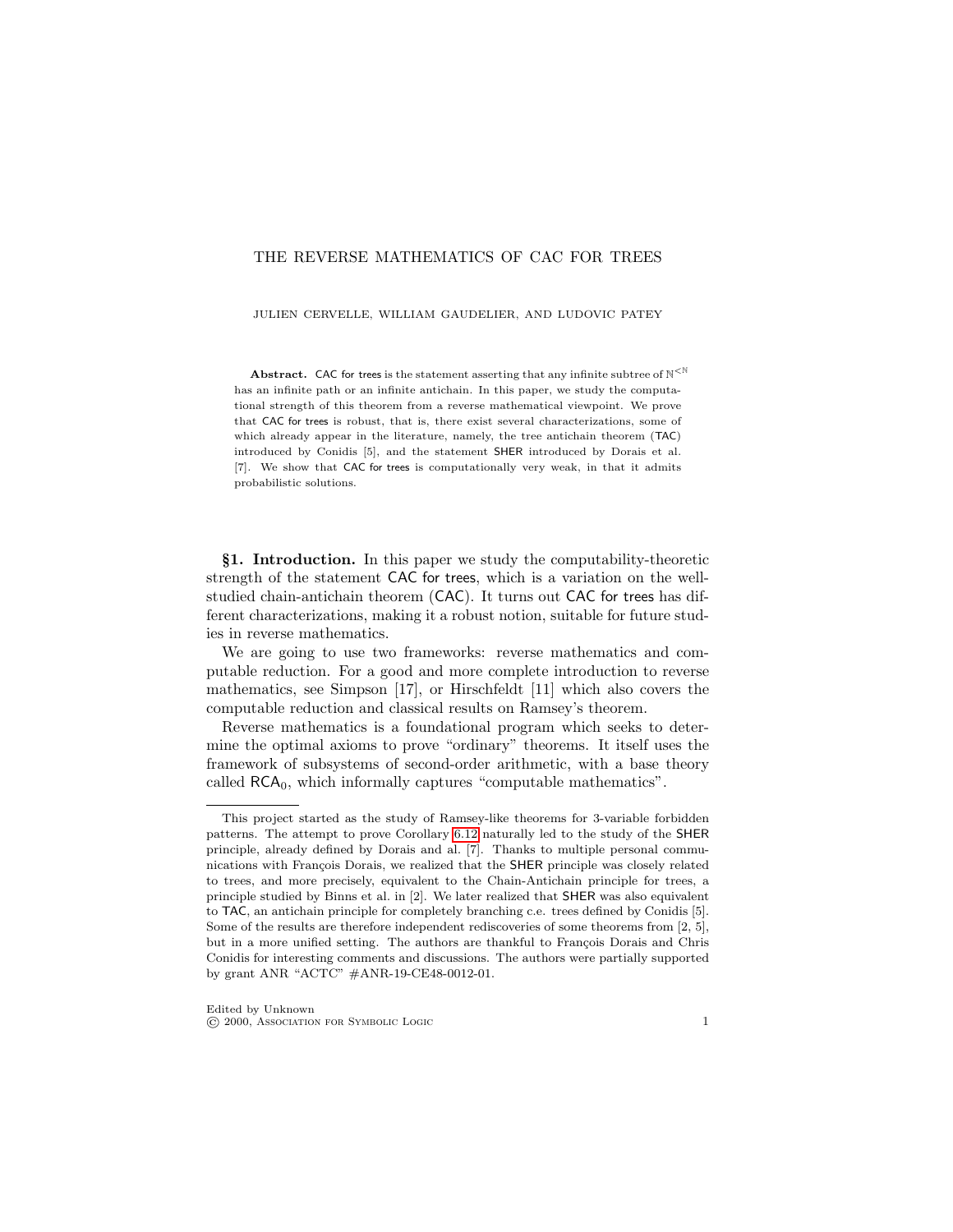# THE REVERSE MATHEMATICS OF CAC FOR TREES

JULIEN CERVELLE, WILLIAM GAUDELIER, AND LUDOVIC PATEY

**Abstract.** CAC for trees is the statement asserting that any infinite subtree of $\mathbb{N}^{<\mathbb{N}}$ has an infinite path or an infinite antichain. In this paper, we study the computational strength of this theorem from a reverse mathematical viewpoint. We prove that CAC for trees is robust, that is, there exist several characterizations, some of which already appear in the literature, namely, the tree antichain theorem (TAC) introduced by Conidis [5], and the statement SHER introduced by Dorais et al. [7]. We show that CAC for trees is computationally very weak, in that it admits probabilistic solutions.

**§1. Introduction.** In this paper we study the computability-theoretic strength of the statement CAC for trees, which is a variation on the well-studied chain-antichain theorem (CAC). It turns out CAC for trees has different characterizations, making it a robust notion, suitable for future studies in reverse mathematics.

We are going to use two frameworks: reverse mathematics and computable reduction. For a good and more complete introduction to reverse mathematics, see Simpson [17], or Hirschfeldt [11] which also covers the computable reduction and classical results on Ramsey's theorem.

Reverse mathematics is a foundational program which seeks to determine the optimal axioms to prove "ordinary" theorems. It itself uses the framework of subsystems of second-order arithmetic, with a base theory called $\mathsf{RCA}_0$, which informally captures "computable mathematics".

---

This project started as the study of Ramsey-like theorems for 3-variable forbidden patterns. The attempt to prove Corollary 6.12 naturally led to the study of the SHER principle, already defined by Dorais and al. [7]. Thanks to multiple personal communications with François Dorais, we realized that the SHER principle was closely related to trees, and more precisely, equivalent to the Chain-Antichain principle for trees, a principle studied by Binns et al. in [2]. We later realized that SHER was also equivalent to TAC, an antichain principle for completely branching c.e. trees defined by Conidis [5]. Some of the results are therefore independent rediscoveries of some theorems from [2, 5], but in a more unified setting. The authors are thankful to François Dorais and Chris Conidis for interesting comments and discussions. The authors were partially supported by grant ANR "ACTC" #ANR-19-CE48-0012-01.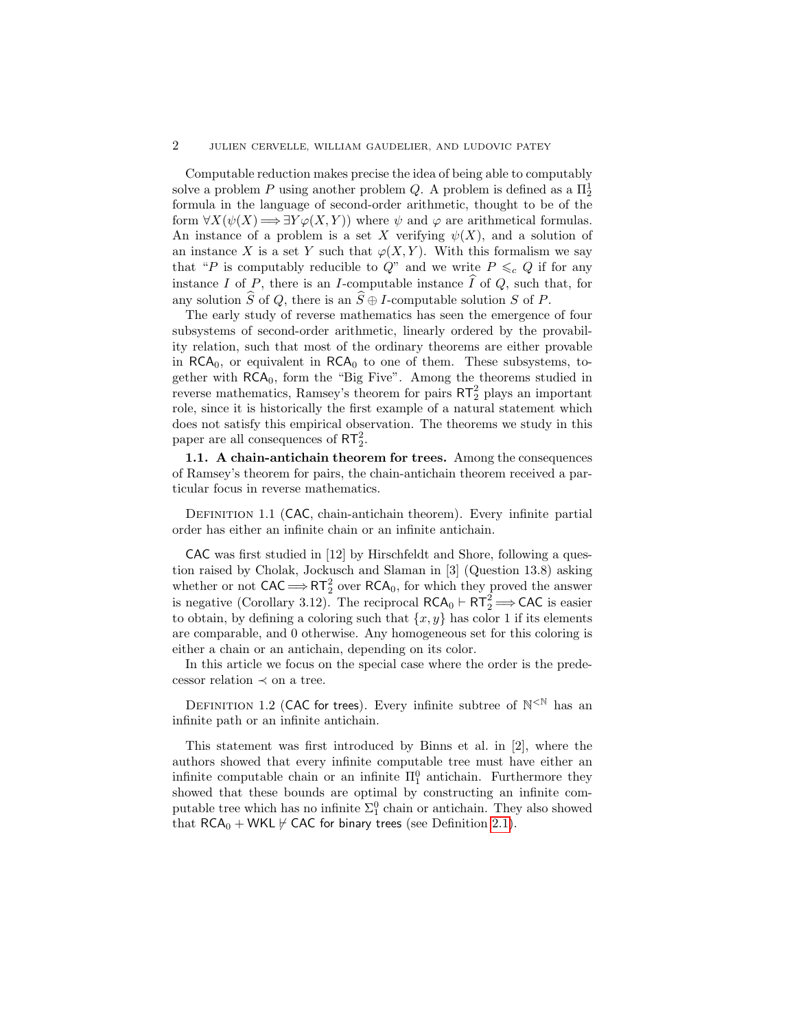Computable reduction makes precise the idea of being able to computably solve a problem $P$ using another problem $Q$. A problem is defined as a $\Pi^1_2$ formula in the language of second-order arithmetic, thought to be of the form $\forall X(\psi(X) \Longrightarrow \exists Y \varphi(X,Y))$ where $\psi$ and $\varphi$ are arithmetical formulas. An instance of a problem is a set $X$ verifying $\psi(X)$, and a solution of an instance $X$ is a set $Y$ such that $\varphi(X,Y)$. With this formalism we say that "$P$ is computably reducible to $Q$" and we write $P \leqslant_c Q$ if for any instance $I$ of $P$, there is an $I$-computable instance $\widehat{I}$ of $Q$, such that, for any solution $\widehat{S}$ of $Q$, there is an $\widehat{S} \oplus I$-computable solution $S$ of $P$.

The early study of reverse mathematics has seen the emergence of four subsystems of second-order arithmetic, linearly ordered by the provability relation, such that most of the ordinary theorems are either provable in $\mathsf{RCA}_0$, or equivalent in $\mathsf{RCA}_0$ to one of them. These subsystems, together with $\mathsf{RCA}_0$, form the "Big Five". Among the theorems studied in reverse mathematics, Ramsey's theorem for pairs $\mathsf{RT}^2_2$ plays an important role, since it is historically the first example of a natural statement which does not satisfy this empirical observation. The theorems we study in this paper are all consequences of $\mathsf{RT}^2_2$.

**1.1. A chain-antichain theorem for trees.** Among the consequences of Ramsey's theorem for pairs, the chain-antichain theorem received a particular focus in reverse mathematics.

Definition 1.1 ($\mathsf{CAC}$, chain-antichain theorem). Every infinite partial order has either an infinite chain or an infinite antichain.

$\mathsf{CAC}$ was first studied in [12] by Hirschfeldt and Shore, following a question raised by Cholak, Jockusch and Slaman in [3] (Question 13.8) asking whether or not $\mathsf{CAC} \Longrightarrow \mathsf{RT}^2_2$ over $\mathsf{RCA}_0$, for which they proved the answer is negative (Corollary 3.12). The reciprocal $\mathsf{RCA}_0 \vdash \mathsf{RT}^2_2 \Longrightarrow \mathsf{CAC}$ is easier to obtain, by defining a coloring such that $\{x,y\}$ has color 1 if its elements are comparable, and 0 otherwise. Any homogeneous set for this coloring is either a chain or an antichain, depending on its color.

In this article we focus on the special case where the order is the predecessor relation $\prec$ on a tree.

Definition 1.2 ($\mathsf{CAC}$ for trees). Every infinite subtree of $\mathbb{N}^{<\mathbb{N}}$ has an infinite path or an infinite antichain.

This statement was first introduced by Binns et al. in [2], where the authors showed that every infinite computable tree must have either an infinite computable chain or an infinite $\Pi^0_1$ antichain. Furthermore they showed that these bounds are optimal by constructing an infinite computable tree which has no infinite $\Sigma^0_1$ chain or antichain. They also showed that $\mathsf{RCA}_0 + \mathsf{WKL} \nvdash \mathsf{CAC}$ for binary trees (see Definition 2.1).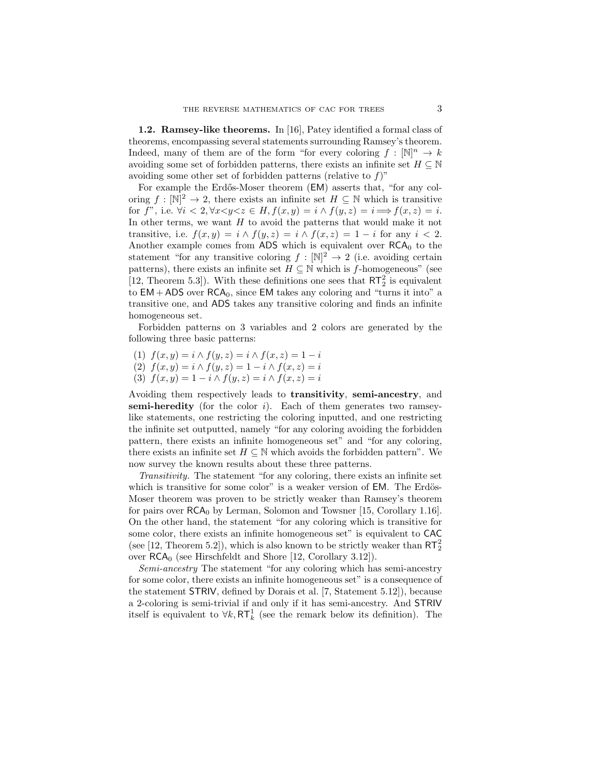**1.2. Ramsey-like theorems.** In [16], Patey identified a formal class of theorems, encompassing several statements surrounding Ramsey's theorem. Indeed, many of them are of the form "for every coloring $f : [\mathbb{N}]^n \to k$ avoiding some set of forbidden patterns, there exists an infinite set $H \subseteq \mathbb{N}$ avoiding some other set of forbidden patterns (relative to $f$)"

For example the Erdős-Moser theorem ($\mathsf{EM}$) asserts that, "for any coloring $f : [\mathbb{N}]^2 \to 2$, there exists an infinite set $H \subseteq \mathbb{N}$ which is transitive for $f$", i.e. $\forall i < 2, \forall x{<}y{<}z \in H, f(x, y) = i \wedge f(y, z) = i \Longrightarrow f(x, z) = i$. In other terms, we want $H$ to avoid the patterns that would make it not transitive, i.e. $f(x, y) = i \wedge f(y, z) = i \wedge f(x, z) = 1 - i$ for any $i < 2$. Another example comes from $\mathsf{ADS}$ which is equivalent over $\mathsf{RCA}_0$ to the statement "for any transitive coloring $f : [\mathbb{N}]^2 \to 2$ (i.e. avoiding certain patterns), there exists an infinite set $H \subseteq \mathbb{N}$ which is $f$-homogeneous" (see [12, Theorem 5.3]). With these definitions one sees that $\mathsf{RT}^2_2$ is equivalent to $\mathsf{EM} + \mathsf{ADS}$ over $\mathsf{RCA}_0$, since $\mathsf{EM}$ takes any coloring and "turns it into" a transitive one, and $\mathsf{ADS}$ takes any transitive coloring and finds an infinite homogeneous set.

Forbidden patterns on 3 variables and 2 colors are generated by the following three basic patterns:

(1) $f(x, y) = i \wedge f(y, z) = i \wedge f(x, z) = 1 - i$
(2) $f(x, y) = i \wedge f(y, z) = 1 - i \wedge f(x, z) = i$
(3) $f(x, y) = 1 - i \wedge f(y, z) = i \wedge f(x, z) = i$

Avoiding them respectively leads to **transitivity**, **semi-ancestry**, and **semi-heredity** (for the color $i$). Each of them generates two ramsey-like statements, one restricting the coloring inputted, and one restricting the infinite set outputted, namely "for any coloring avoiding the forbidden pattern, there exists an infinite homogeneous set" and "for any coloring, there exists an infinite set $H \subseteq \mathbb{N}$ which avoids the forbidden pattern". We now survey the known results about these three patterns.

*Transitivity.* The statement "for any coloring, there exists an infinite set which is transitive for some color" is a weaker version of $\mathsf{EM}$. The Erdös-Moser theorem was proven to be strictly weaker than Ramsey's theorem for pairs over $\mathsf{RCA}_0$ by Lerman, Solomon and Towsner [15, Corollary 1.16]. On the other hand, the statement "for any coloring which is transitive for some color, there exists an infinite homogeneous set" is equivalent to $\mathsf{CAC}$ (see [12, Theorem 5.2]), which is also known to be strictly weaker than $\mathsf{RT}^2_2$ over $\mathsf{RCA}_0$ (see Hirschfeldt and Shore [12, Corollary 3.12]).

*Semi-ancestry* The statement "for any coloring which has semi-ancestry for some color, there exists an infinite homogeneous set" is a consequence of the statement $\mathsf{STRIV}$, defined by Dorais et al. [7, Statement 5.12]), because a 2-coloring is semi-trivial if and only if it has semi-ancestry. And $\mathsf{STRIV}$ itself is equivalent to $\forall k, \mathsf{RT}^1_k$ (see the remark below its definition). The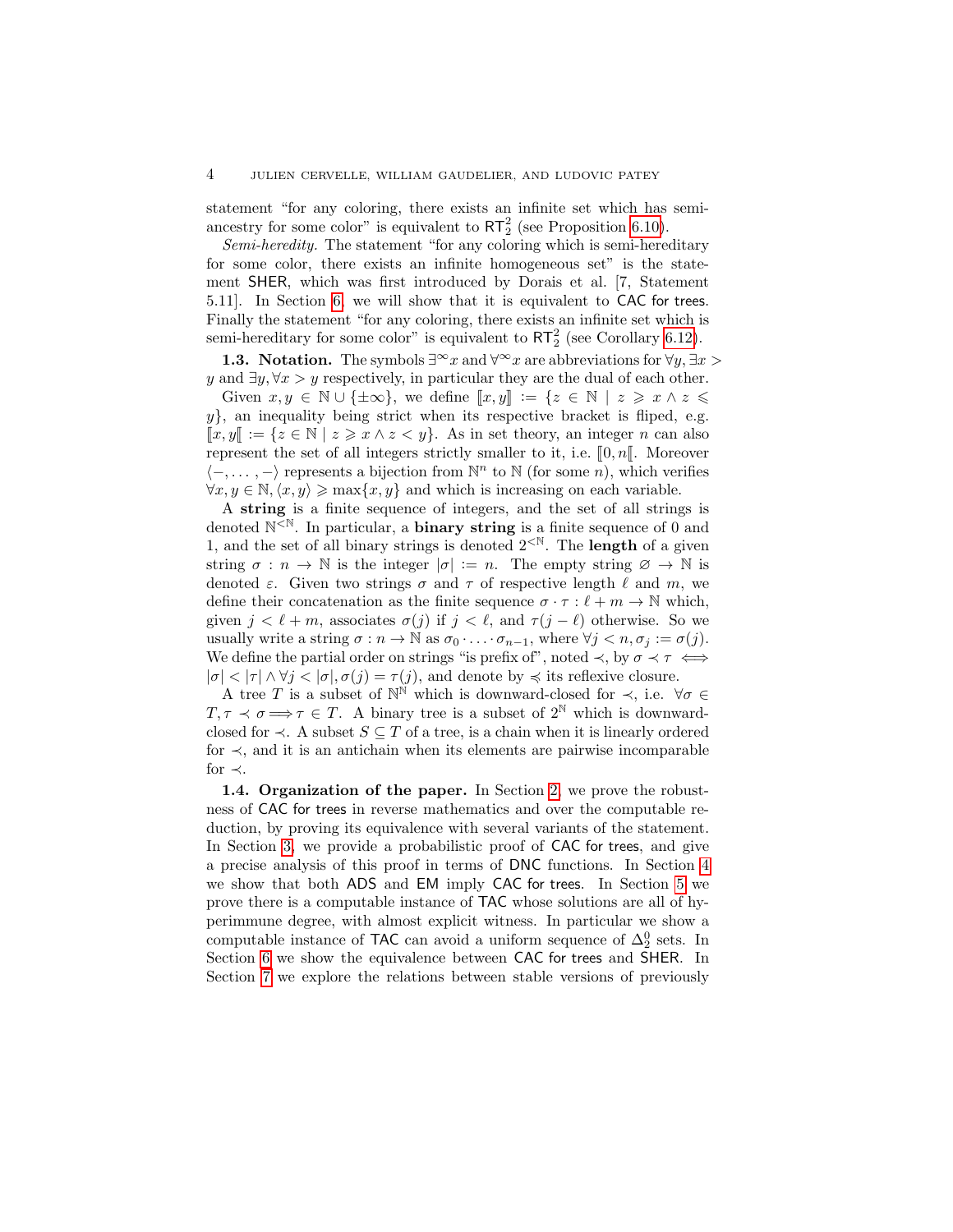statement "for any coloring, there exists an infinite set which has semi-ancestry for some color" is equivalent to $\mathsf{RT}^2_2$ (see Proposition 6.10).

*Semi-heredity.* The statement "for any coloring which is semi-hereditary for some color, there exists an infinite homogeneous set" is the statement SHER, which was first introduced by Dorais et al. [7, Statement 5.11]. In Section 6 we will show that it is equivalent to CAC for trees. Finally the statement "for any coloring, there exists an infinite set which is semi-hereditary for some color" is equivalent to $\mathsf{RT}^2_2$ (see Corollary 6.12).

**1.3. Notation.** The symbols $\exists^\infty x$ and $\forall^\infty x$ are abbreviations for $\forall y, \exists x > y$ and $\exists y, \forall x > y$ respectively, in particular they are the dual of each other.

Given $x, y \in \mathbb{N} \cup \{\pm\infty\}$, we define $[\![x, y]\!] := \{z \in \mathbb{N} \mid z \geqslant x \wedge z \leqslant y\}$, an inequality being strict when its respective bracket is fliped, e.g. $[\![x, y[\![ := \{z \in \mathbb{N} \mid z \geqslant x \wedge z < y\}$. As in set theory, an integer $n$ can also represent the set of all integers strictly smaller to it, i.e. $[\![0, n[\![$. Moreover $\langle -, \dots, - \rangle$ represents a bijection from $\mathbb{N}^n$ to $\mathbb{N}$ (for some $n$), which verifies $\forall x, y \in \mathbb{N}, \langle x, y \rangle \geqslant \max\{x, y\}$ and which is increasing on each variable.

A **string** is a finite sequence of integers, and the set of all strings is denoted $\mathbb{N}^{<\mathbb{N}}$. In particular, a **binary string** is a finite sequence of 0 and 1, and the set of all binary strings is denoted $2^{<\mathbb{N}}$. The **length** of a given string $\sigma : n \to \mathbb{N}$ is the integer $|\sigma| := n$. The empty string $\varnothing \to \mathbb{N}$ is denoted $\varepsilon$. Given two strings $\sigma$ and $\tau$ of respective length $\ell$ and $m$, we define their concatenation as the finite sequence $\sigma \cdot \tau : \ell + m \to \mathbb{N}$ which, given $j < \ell + m$, associates $\sigma(j)$ if $j < \ell$, and $\tau(j - \ell)$ otherwise. So we usually write a string $\sigma : n \to \mathbb{N}$ as $\sigma_0 \cdot \dots \cdot \sigma_{n-1}$, where $\forall j < n, \sigma_j := \sigma(j)$. We define the partial order on strings "is prefix of", noted $\prec$, by $\sigma \prec \tau \iff |\sigma| < |\tau| \wedge \forall j < |\sigma|, \sigma(j) = \tau(j)$, and denote by $\preccurlyeq$ its reflexive closure.

A tree $T$ is a subset of $\mathbb{N}^\mathbb{N}$ which is downward-closed for $\prec$, i.e. $\forall \sigma \in T, \tau \prec \sigma \Longrightarrow \tau \in T$. A binary tree is a subset of $2^\mathbb{N}$ which is downward-closed for $\prec$. A subset $S \subseteq T$ of a tree, is a chain when it is linearly ordered for $\prec$, and it is an antichain when its elements are pairwise incomparable for $\prec$.

**1.4. Organization of the paper.** In Section 2 we prove the robustness of CAC for trees in reverse mathematics and over the computable reduction, by proving its equivalence with several variants of the statement. In Section 3 we provide a probabilistic proof of CAC for trees, and give a precise analysis of this proof in terms of DNC functions. In Section 4 we show that both ADS and EM imply CAC for trees. In Section 5 we prove there is a computable instance of TAC whose solutions are all of hyperimmune degree, with almost explicit witness. In particular we show a computable instance of TAC can avoid a uniform sequence of $\Delta^0_2$ sets. In Section 6 we show the equivalence between CAC for trees and SHER. In Section 7 we explore the relations between stable versions of previously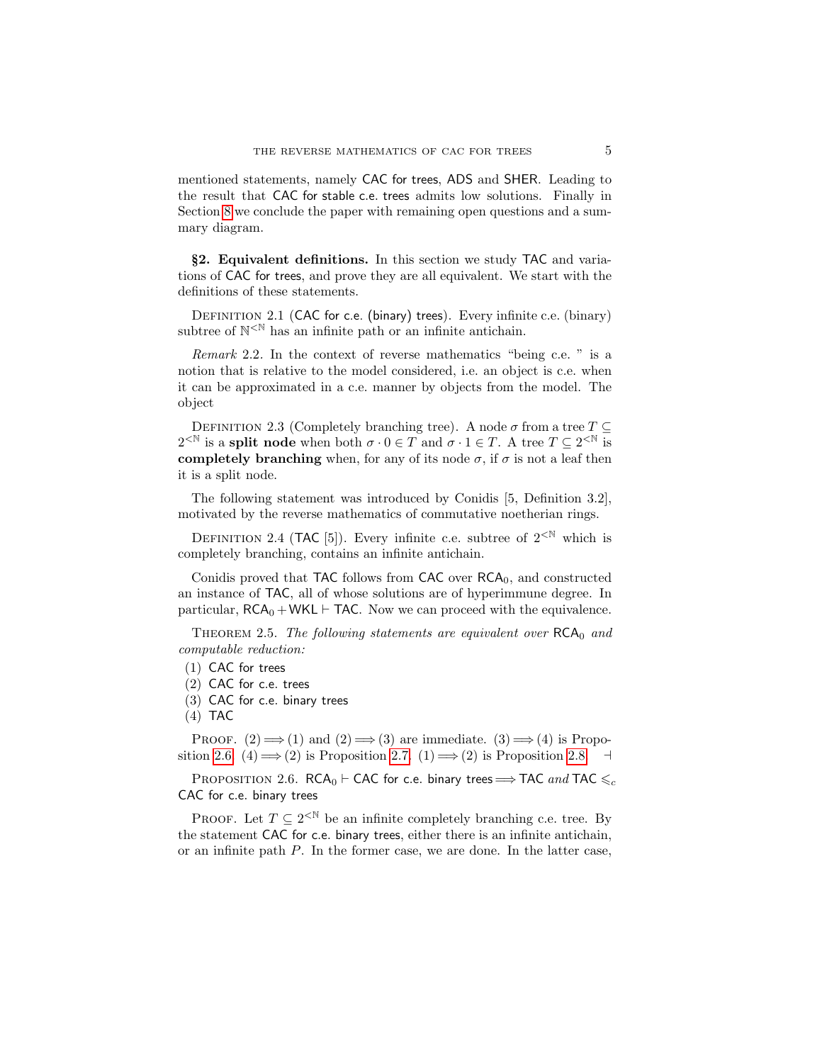mentioned statements, namely CAC for trees, ADS and SHER. Leading to the result that CAC for stable c.e. trees admits low solutions. Finally in Section 8 we conclude the paper with remaining open questions and a summary diagram.

**§2. Equivalent definitions.** In this section we study TAC and variations of CAC for trees, and prove they are all equivalent. We start with the definitions of these statements.

Definition 2.1 (CAC for c.e. (binary) trees). Every infinite c.e. (binary) subtree of $\mathbb{N}^{<\mathbb{N}}$ has an infinite path or an infinite antichain.

*Remark* 2.2. In the context of reverse mathematics "being c.e. " is a notion that is relative to the model considered, i.e. an object is c.e. when it can be approximated in a c.e. manner by objects from the model. The object

Definition 2.3 (Completely branching tree). A node $\sigma$ from a tree $T \subseteq 2^{<\mathbb{N}}$ is a **split node** when both $\sigma \cdot 0 \in T$ and $\sigma \cdot 1 \in T$. A tree $T \subseteq 2^{<\mathbb{N}}$ is **completely branching** when, for any of its node $\sigma$, if $\sigma$ is not a leaf then it is a split node.

The following statement was introduced by Conidis [5, Definition 3.2], motivated by the reverse mathematics of commutative noetherian rings.

Definition 2.4 (TAC [5]). Every infinite c.e. subtree of $2^{<\mathbb{N}}$ which is completely branching, contains an infinite antichain.

Conidis proved that TAC follows from CAC over $\mathsf{RCA}_0$, and constructed an instance of TAC, all of whose solutions are of hyperimmune degree. In particular, $\mathsf{RCA}_0 + \mathsf{WKL} \vdash \mathsf{TAC}$. Now we can proceed with the equivalence.

Theorem 2.5. *The following statements are equivalent over* $\mathsf{RCA}_0$ *and computable reduction:*

(1) CAC for trees
(2) CAC for c.e. trees
(3) CAC for c.e. binary trees
(4) TAC

Proof. $(2) \Longrightarrow (1)$ and $(2) \Longrightarrow (3)$ are immediate. $(3) \Longrightarrow (4)$ is Proposition 2.6. $(4) \Longrightarrow (2)$ is Proposition 2.7. $(1) \Longrightarrow (2)$ is Proposition 2.8. $\dashv$

Proposition 2.6. $\mathsf{RCA}_0 \vdash$ CAC for c.e. binary trees $\Longrightarrow$ TAC *and* TAC $\leqslant_c$ CAC for c.e. binary trees

Proof. Let $T \subseteq 2^{<\mathbb{N}}$ be an infinite completely branching c.e. tree. By the statement CAC for c.e. binary trees, either there is an infinite antichain, or an infinite path $P$. In the former case, we are done. In the latter case,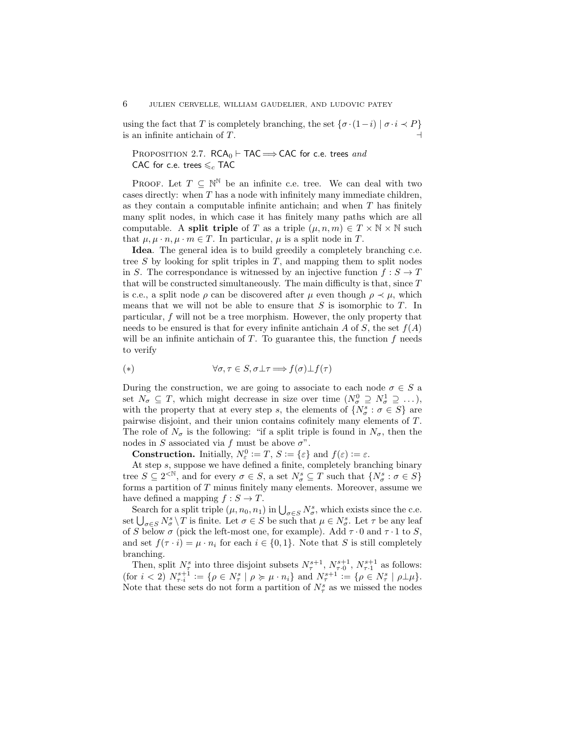using the fact that $T$ is completely branching, the set $\{\sigma \cdot (1-i) \mid \sigma \cdot i \prec P\}$ is an infinite antichain of $T$. ⊣

Proposition 2.7. $\mathsf{RCA}_0 \vdash \mathsf{TAC} \Longrightarrow \mathsf{CAC}$ for c.e. trees *and* $\mathsf{CAC}$ for c.e. trees $\leqslant_c \mathsf{TAC}$

Proof. Let $T \subseteq \mathbb{N}^{\mathbb{N}}$ be an infinite c.e. tree. We can deal with two cases directly: when $T$ has a node with infinitely many immediate children, as they contain a computable infinite antichain; and when $T$ has finitely many split nodes, in which case it has finitely many paths which are all computable. A **split triple** of $T$ as a triple $(\mu, n, m) \in T \times \mathbb{N} \times \mathbb{N}$ such that $\mu, \mu \cdot n, \mu \cdot m \in T$. In particular, $\mu$ is a split node in $T$.

**Idea**. The general idea is to build greedily a completely branching c.e. tree $S$ by looking for split triples in $T$, and mapping them to split nodes in $S$. The correspondance is witnessed by an injective function $f : S \to T$ that will be constructed simultaneously. The main difficulty is that, since $T$ is c.e., a split node $\rho$ can be discovered after $\mu$ even though $\rho \prec \mu$, which means that we will not be able to ensure that $S$ is isomorphic to $T$. In particular, $f$ will not be a tree morphism. However, the only property that needs to be ensured is that for every infinite antichain $A$ of $S$, the set $f(A)$ will be an infinite antichain of $T$. To guarantee this, the function $f$ needs to verify

$$(*) \qquad \forall \sigma, \tau \in S, \sigma \perp \tau \Longrightarrow f(\sigma) \perp f(\tau)$$

During the construction, we are going to associate to each node $\sigma \in S$ a set $N_\sigma \subseteq T$, which might decrease in size over time ($N_\sigma^0 \supseteq N_\sigma^1 \supseteq \dots$), with the property that at every step $s$, the elements of $\{N_\sigma^s : \sigma \in S\}$ are pairwise disjoint, and their union contains cofinitely many elements of $T$. The role of $N_\sigma$ is the following: "if a split triple is found in $N_\sigma$, then the nodes in $S$ associated via $f$ must be above $\sigma$".

**Construction.** Initially, $N_\varepsilon^0 := T$, $S := \{\varepsilon\}$ and $f(\varepsilon) := \varepsilon$.

At step $s$, suppose we have defined a finite, completely branching binary tree $S \subseteq 2^{<\mathbb{N}}$, and for every $\sigma \in S$, a set $N_\sigma^s \subseteq T$ such that $\{N_\sigma^s : \sigma \in S\}$ forms a partition of $T$ minus finitely many elements. Moreover, assume we have defined a mapping $f : S \to T$.

Search for a split triple $(\mu, n_0, n_1)$ in $\bigcup_{\sigma \in S} N_\sigma^s$, which exists since the c.e. set $\bigcup_{\sigma \in S} N_\sigma^s \setminus T$ is finite. Let $\sigma \in S$ be such that $\mu \in N_\sigma^s$. Let $\tau$ be any leaf of $S$ below $\sigma$ (pick the left-most one, for example). Add $\tau \cdot 0$ and $\tau \cdot 1$ to $S$, and set $f(\tau \cdot i) = \mu \cdot n_i$ for each $i \in \{0, 1\}$. Note that $S$ is still completely branching.

Then, split $N_\tau^s$ into three disjoint subsets $N_\tau^{s+1}$, $N_{\tau \cdot 0}^{s+1}$, $N_{\tau \cdot 1}^{s+1}$ as follows: (for $i < 2$) $N_{\tau \cdot i}^{s+1} := \{\rho \in N_\tau^s \mid \rho \succcurlyeq \mu \cdot n_i\}$ and $N_\tau^{s+1} := \{\rho \in N_\tau^s \mid \rho \perp \mu\}$. Note that these sets do not form a partition of $N_\tau^s$ as we missed the nodes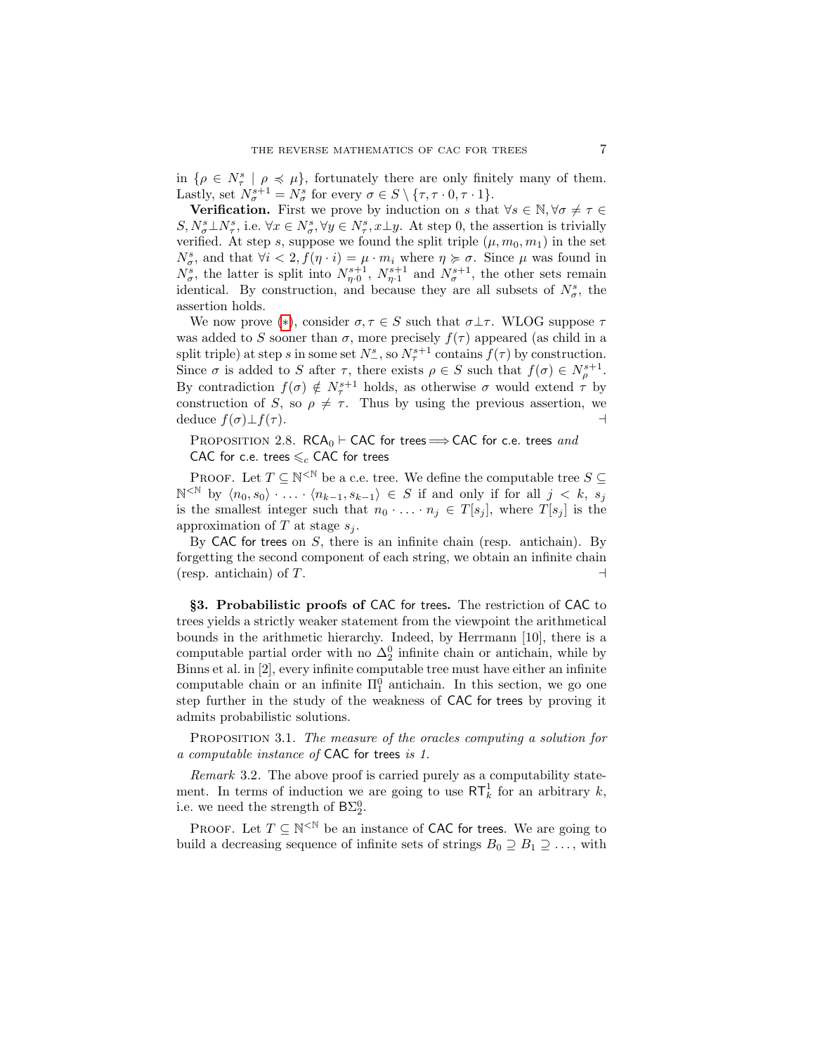in $\{\rho \in N^s_\tau \mid \rho \preccurlyeq \mu\}$, fortunately there are only finitely many of them. Lastly, set $N^{s+1}_\sigma = N^s_\sigma$ for every $\sigma \in S \setminus \{\tau, \tau \cdot 0, \tau \cdot 1\}$.

**Verification.** First we prove by induction on $s$ that $\forall s \in \mathbb{N}, \forall \sigma \neq \tau \in S, N^s_\sigma \perp N^s_\tau$, i.e. $\forall x \in N^s_\sigma, \forall y \in N^s_\tau, x \perp y$. At step 0, the assertion is trivially verified. At step $s$, suppose we found the split triple $(\mu, m_0, m_1)$ in the set $N^s_\sigma$, and that $\forall i < 2, f(\eta \cdot i) = \mu \cdot m_i$ where $\eta \succcurlyeq \sigma$. Since $\mu$ was found in $N^s_\sigma$, the latter is split into $N^{s+1}_{\eta \cdot 0}$, $N^{s+1}_{\eta \cdot 1}$ and $N^{s+1}_\sigma$, the other sets remain identical. By construction, and because they are all subsets of $N^s_\sigma$, the assertion holds.

We now prove (*), consider $\sigma, \tau \in S$ such that $\sigma \perp \tau$. WLOG suppose $\tau$ was added to $S$ sooner than $\sigma$, more precisely $f(\tau)$ appeared (as child in a split triple) at step $s$ in some set $N^s_-$, so $N^{s+1}_\tau$ contains $f(\tau)$ by construction. Since $\sigma$ is added to $S$ after $\tau$, there exists $\rho \in S$ such that $f(\sigma) \in N^{s+1}_\rho$. By contradiction $f(\sigma) \notin N^{s+1}_\tau$ holds, as otherwise $\sigma$ would extend $\tau$ by construction of $S$, so $\rho \neq \tau$. Thus by using the previous assertion, we deduce $f(\sigma) \perp f(\tau)$. ⊣

Proposition 2.8. $\mathsf{RCA}_0 \vdash \mathsf{CAC\ for\ trees} \Longrightarrow \mathsf{CAC\ for\ c.e.\ trees}$ *and* $\mathsf{CAC\ for\ c.e.\ trees} \leqslant_c \mathsf{CAC\ for\ trees}$

Proof. Let $T \subseteq \mathbb{N}^{<\mathbb{N}}$ be a c.e. tree. We define the computable tree $S \subseteq \mathbb{N}^{<\mathbb{N}}$ by $\langle n_0, s_0 \rangle \cdot \ldots \cdot \langle n_{k-1}, s_{k-1} \rangle \in S$ if and only if for all $j < k$, $s_j$ is the smallest integer such that $n_0 \cdot \ldots \cdot n_j \in T[s_j]$, where $T[s_j]$ is the approximation of $T$ at stage $s_j$.

By $\mathsf{CAC\ for\ trees}$ on $S$, there is an infinite chain (resp. antichain). By forgetting the second component of each string, we obtain an infinite chain (resp. antichain) of $T$. ⊣

## §3. Probabilistic proofs of CAC for trees.

The restriction of $\mathsf{CAC}$ to trees yields a strictly weaker statement from the viewpoint the arithmetical bounds in the arithmetic hierarchy. Indeed, by Herrmann [10], there is a computable partial order with no $\Delta^0_2$ infinite chain or antichain, while by Binns et al. in [2], every infinite computable tree must have either an infinite computable chain or an infinite $\Pi^0_1$ antichain. In this section, we go one step further in the study of the weakness of $\mathsf{CAC\ for\ trees}$ by proving it admits probabilistic solutions.

Proposition 3.1. *The measure of the oracles computing a solution for a computable instance of* $\mathsf{CAC\ for\ trees}$ *is 1.*

*Remark* 3.2. The above proof is carried purely as a computability statement. In terms of induction we are going to use $\mathsf{RT}^1_k$ for an arbitrary $k$, i.e. we need the strength of $\mathsf{B}\Sigma^0_2$.

Proof. Let $T \subseteq \mathbb{N}^{<\mathbb{N}}$ be an instance of $\mathsf{CAC\ for\ trees}$. We are going to build a decreasing sequence of infinite sets of strings $B_0 \supseteq B_1 \supseteq \ldots$, with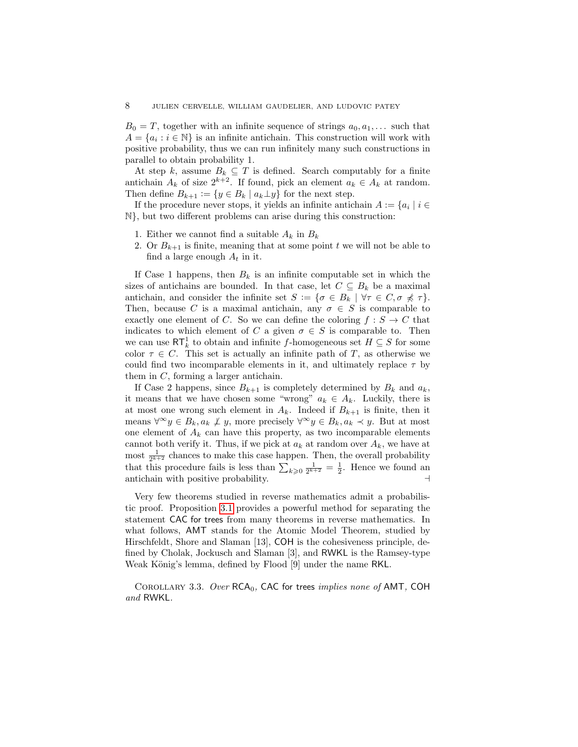$B_0 = T$, together with an infinite sequence of strings $a_0, a_1, \dots$ such that $A = \{a_i : i \in \mathbb{N}\}$ is an infinite antichain. This construction will work with positive probability, thus we can run infinitely many such constructions in parallel to obtain probability 1.

At step $k$, assume $B_k \subseteq T$ is defined. Search computably for a finite antichain $A_k$ of size $2^{k+2}$. If found, pick an element $a_k \in A_k$ at random. Then define $B_{k+1} := \{y \in B_k \mid a_k \perp y\}$ for the next step.

If the procedure never stops, it yields an infinite antichain $A := \{a_i \mid i \in \mathbb{N}\}$, but two different problems can arise during this construction:

1. Either we cannot find a suitable $A_k$ in $B_k$
2. Or $B_{k+1}$ is finite, meaning that at some point $t$ we will not be able to find a large enough $A_t$ in it.

If Case 1 happens, then $B_k$ is an infinite computable set in which the sizes of antichains are bounded. In that case, let $C \subseteq B_k$ be a maximal antichain, and consider the infinite set $S := \{\sigma \in B_k \mid \forall \tau \in C, \sigma \not\preccurlyeq \tau\}$. Then, because $C$ is a maximal antichain, any $\sigma \in S$ is comparable to exactly one element of $C$. So we can define the coloring $f : S \to C$ that indicates to which element of $C$ a given $\sigma \in S$ is comparable to. Then we can use $\mathsf{RT}^1_k$ to obtain and infinite $f$-homogeneous set $H \subseteq S$ for some color $\tau \in C$. This set is actually an infinite path of $T$, as otherwise we could find two incomparable elements in it, and ultimately replace $\tau$ by them in $C$, forming a larger antichain.

If Case 2 happens, since $B_{k+1}$ is completely determined by $B_k$ and $a_k$, it means that we have chosen some "wrong" $a_k \in A_k$. Luckily, there is at most one wrong such element in $A_k$. Indeed if $B_{k+1}$ is finite, then it means $\forall^\infty y \in B_k, a_k \not\perp y$, more precisely $\forall^\infty y \in B_k, a_k \prec y$. But at most one element of $A_k$ can have this property, as two incomparable elements cannot both verify it. Thus, if we pick at $a_k$ at random over $A_k$, we have at most $\frac{1}{2^{k+2}}$ chances to make this case happen. Then, the overall probability that this procedure fails is less than $\sum_{k \geqslant 0} \frac{1}{2^{k+2}} = \frac{1}{2}$. Hence we found an antichain with positive probability. ⊣

Very few theorems studied in reverse mathematics admit a probabilistic proof. Proposition 3.1 provides a powerful method for separating the statement $\mathsf{CAC}$ for trees from many theorems in reverse mathematics. In what follows, $\mathsf{AMT}$ stands for the Atomic Model Theorem, studied by Hirschfeldt, Shore and Slaman [13], $\mathsf{COH}$ is the cohesiveness principle, defined by Cholak, Jockusch and Slaman [3], and $\mathsf{RWKL}$ is the Ramsey-type Weak König's lemma, defined by Flood [9] under the name $\mathsf{RKL}$.

Corollary 3.3. *Over* $\mathsf{RCA}_0$*,* $\mathsf{CAC}$ for trees *implies none of* $\mathsf{AMT}$*,* $\mathsf{COH}$ *and* $\mathsf{RWKL}$*.*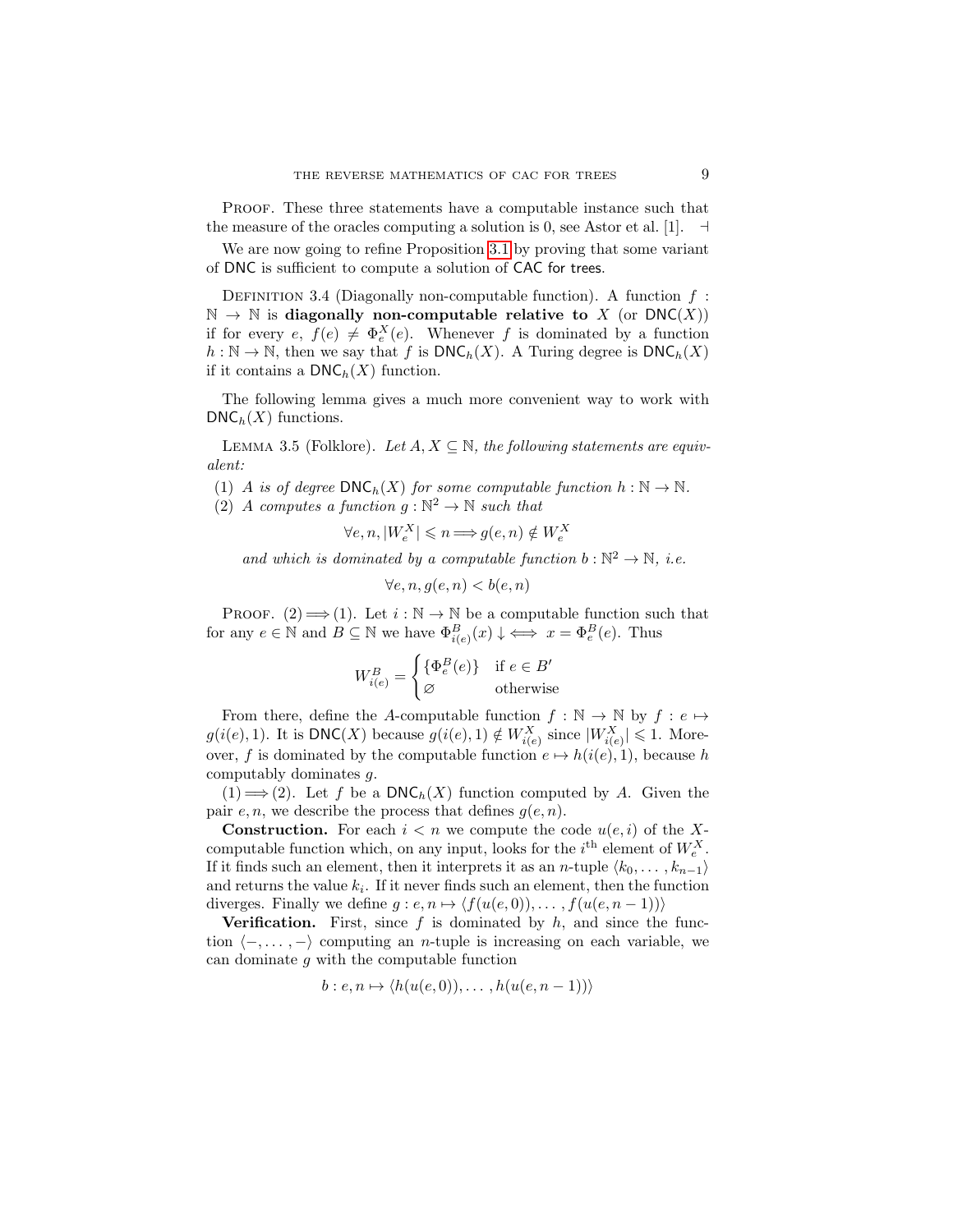Proof. These three statements have a computable instance such that the measure of the oracles computing a solution is 0, see Astor et al. [1]. $\dashv$

We are now going to refine Proposition 3.1 by proving that some variant of DNC is sufficient to compute a solution of CAC for trees.

Definition 3.4 (Diagonally non-computable function). A function $f : \mathbb{N} \to \mathbb{N}$ is **diagonally non-computable relative to** $X$ (or $\mathsf{DNC}(X)$) if for every $e$, $f(e) \neq \Phi_e^X(e)$. Whenever $f$ is dominated by a function $h : \mathbb{N} \to \mathbb{N}$, then we say that $f$ is $\mathsf{DNC}_h(X)$. A Turing degree is $\mathsf{DNC}_h(X)$ if it contains a $\mathsf{DNC}_h(X)$ function.

The following lemma gives a much more convenient way to work with $\mathsf{DNC}_h(X)$ functions.

Lemma 3.5 (Folklore). *Let $A, X \subseteq \mathbb{N}$, the following statements are equivalent:*

1. *$A$ is of degree $\mathsf{DNC}_h(X)$ for some computable function $h : \mathbb{N} \to \mathbb{N}$.*
2. *$A$ computes a function $g : \mathbb{N}^2 \to \mathbb{N}$ such that*
$$\forall e, n, |W_e^X| \leqslant n \Longrightarrow g(e, n) \notin W_e^X$$
*and which is dominated by a computable function $b : \mathbb{N}^2 \to \mathbb{N}$, i.e.*
$$\forall e, n, g(e, n) < b(e, n)$$

Proof. (2) $\Longrightarrow$ (1). Let $i : \mathbb{N} \to \mathbb{N}$ be a computable function such that for any $e \in \mathbb{N}$ and $B \subseteq \mathbb{N}$ we have $\Phi_{i(e)}^B(x) \downarrow \iff x = \Phi_e^B(e)$. Thus

$$W_{i(e)}^B = \begin{cases} \{\Phi_e^B(e)\} & \text{if } e \in B' \\ \varnothing & \text{otherwise} \end{cases}$$

From there, define the $A$-computable function $f : \mathbb{N} \to \mathbb{N}$ by $f : e \mapsto g(i(e), 1)$. It is $\mathsf{DNC}(X)$ because $g(i(e), 1) \notin W_{i(e)}^X$ since $|W_{i(e)}^X| \leqslant 1$. Moreover, $f$ is dominated by the computable function $e \mapsto h(i(e), 1)$, because $h$ computably dominates $g$.

(1) $\Longrightarrow$ (2). Let $f$ be a $\mathsf{DNC}_h(X)$ function computed by $A$. Given the pair $e, n$, we describe the process that defines $g(e, n)$.

**Construction.** For each $i < n$ we compute the code $u(e, i)$ of the $X$-computable function which, on any input, looks for the $i^{\text{th}}$ element of $W_e^X$. If it finds such an element, then it interprets it as an $n$-tuple $\langle k_0, \dots, k_{n-1}\rangle$ and returns the value $k_i$. If it never finds such an element, then the function diverges. Finally we define $g : e, n \mapsto \langle f(u(e, 0)), \dots, f(u(e, n-1))\rangle$

**Verification.** First, since $f$ is dominated by $h$, and since the function $\langle -, \dots, -\rangle$ computing an $n$-tuple is increasing on each variable, we can dominate $g$ with the computable function

$$b : e, n \mapsto \langle h(u(e, 0)), \dots, h(u(e, n-1))\rangle$$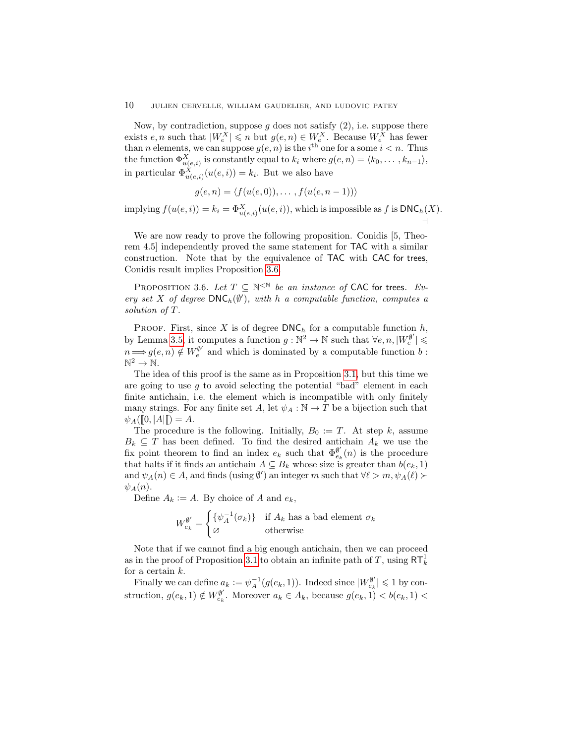Now, by contradiction, suppose $g$ does not satisfy (2), i.e. suppose there exists $e, n$ such that $|W_e^X| \leqslant n$ but $g(e,n) \in W_e^X$. Because $W_e^X$ has fewer than $n$ elements, we can suppose $g(e,n)$ is the $i^{\text{th}}$ one for a some $i < n$. Thus the function $\Phi^X_{u(e,i)}$ is constantly equal to $k_i$ where $g(e,n) = \langle k_0, \dots, k_{n-1}\rangle$, in particular $\Phi^X_{u(e,i)}(u(e,i)) = k_i$. But we also have

$$g(e,n) = \langle f(u(e,0)), \dots, f(u(e,n-1))\rangle$$

implying $f(u(e,i)) = k_i = \Phi^X_{u(e,i)}(u(e,i))$, which is impossible as $f$ is $\mathsf{DNC}_h(X)$. ⊣

We are now ready to prove the following proposition. Conidis [5, Theorem 4.5] independently proved the same statement for $\mathsf{TAC}$ with a similar construction. Note that by the equivalence of $\mathsf{TAC}$ with $\mathsf{CAC}$ for trees, Conidis result implies Proposition 3.6.

**Proposition 3.6.** *Let $T \subseteq \mathbb{N}^{<\mathbb{N}}$ be an instance of $\mathsf{CAC}$ for trees. Every set $X$ of degree $\mathsf{DNC}_h(\emptyset')$, with $h$ a computable function, computes a solution of $T$.*

Proof. First, since $X$ is of degree $\mathsf{DNC}_h$ for a computable function $h$, by Lemma 3.5, it computes a function $g : \mathbb{N}^2 \to \mathbb{N}$ such that $\forall e, n, |W_e^{\emptyset'}| \leqslant n \Longrightarrow g(e,n) \notin W_e^{\emptyset'}$ and which is dominated by a computable function $b : \mathbb{N}^2 \to \mathbb{N}$.

The idea of this proof is the same as in Proposition 3.1, but this time we are going to use $g$ to avoid selecting the potential "bad" element in each finite antichain, i.e. the element which is incompatible with only finitely many strings. For any finite set $A$, let $\psi_A : \mathbb{N} \to T$ be a bijection such that $\psi_A([\![0, |A|[\![) = A$.

The procedure is the following. Initially, $B_0 := T$. At step $k$, assume $B_k \subseteq T$ has been defined. To find the desired antichain $A_k$ we use the fix point theorem to find an index $e_k$ such that $\Phi^{\emptyset'}_{e_k}(n)$ is the procedure that halts if it finds an antichain $A \subseteq B_k$ whose size is greater than $b(e_k, 1)$ and $\psi_A(n) \in A$, and finds (using $\emptyset'$) an integer $m$ such that $\forall \ell > m, \psi_A(\ell) \succ \psi_A(n)$.

Define $A_k := A$. By choice of $A$ and $e_k$,

$$W^{\emptyset'}_{e_k} = \begin{cases} \{\psi_A^{-1}(\sigma_k)\} & \text{if } A_k \text{ has a bad element } \sigma_k \\ \varnothing & \text{otherwise} \end{cases}$$

Note that if we cannot find a big enough antichain, then we can proceed as in the proof of Proposition 3.1 to obtain an infinite path of $T$, using $\mathsf{RT}^1_k$ for a certain $k$.

Finally we can define $a_k := \psi_A^{-1}(g(e_k, 1))$. Indeed since $|W^{\emptyset'}_{e_k}| \leqslant 1$ by construction, $g(e_k, 1) \notin W^{\emptyset'}_{e_k}$. Moreover $a_k \in A_k$, because $g(e_k, 1) < b(e_k, 1) <$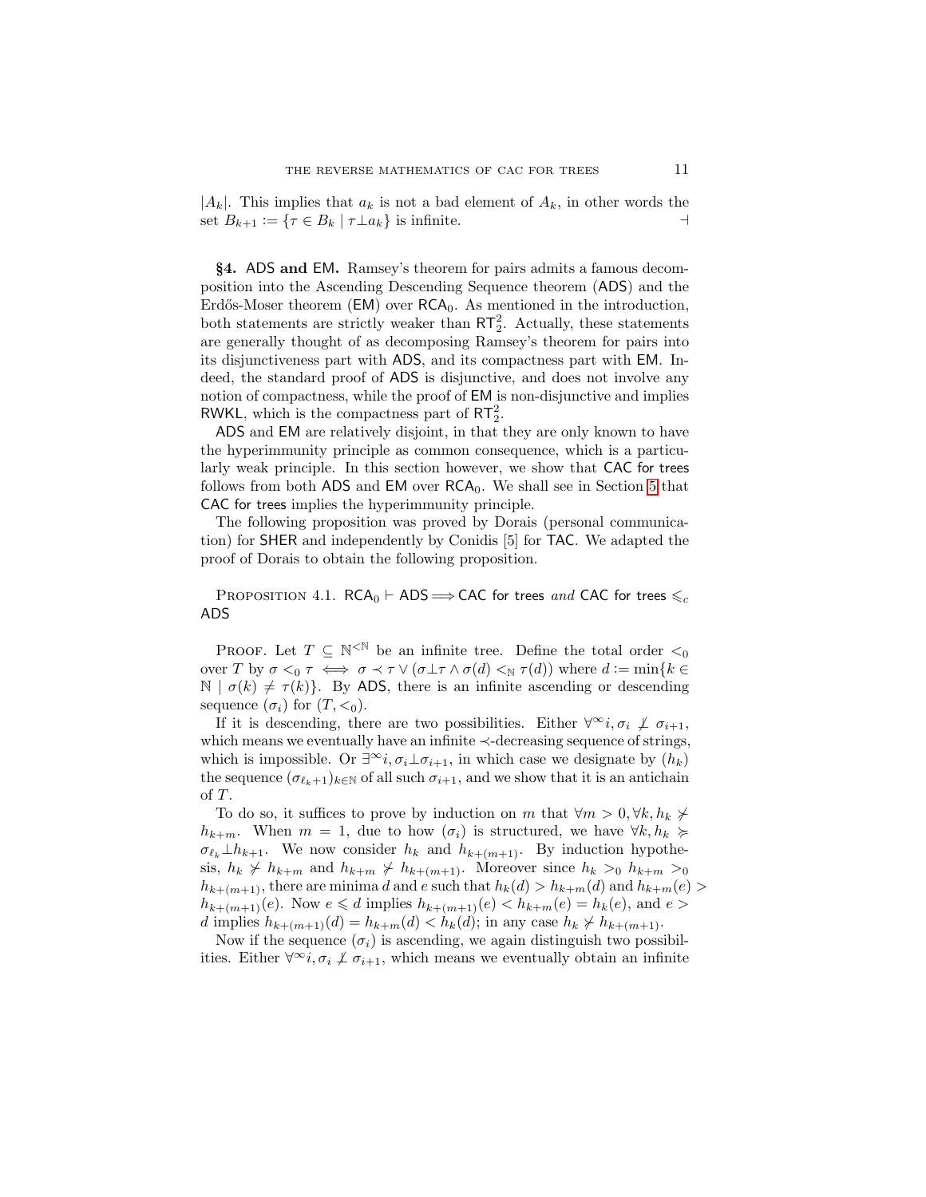$|A_k|$. This implies that $a_k$ is not a bad element of $A_k$, in other words the set $B_{k+1} := \{\tau \in B_k \mid \tau \perp a_k\}$ is infinite. ⊣

## §4. ADS and EM.

Ramsey's theorem for pairs admits a famous decomposition into the Ascending Descending Sequence theorem (ADS) and the Erdős-Moser theorem (EM) over $\mathsf{RCA}_0$. As mentioned in the introduction, both statements are strictly weaker than $\mathsf{RT}^2_2$. Actually, these statements are generally thought of as decomposing Ramsey's theorem for pairs into its disjunctiveness part with ADS, and its compactness part with EM. Indeed, the standard proof of ADS is disjunctive, and does not involve any notion of compactness, while the proof of EM is non-disjunctive and implies RWKL, which is the compactness part of $\mathsf{RT}^2_2$.

ADS and EM are relatively disjoint, in that they are only known to have the hyperimmunity principle as common consequence, which is a particularly weak principle. In this section however, we show that CAC for trees follows from both ADS and EM over $\mathsf{RCA}_0$. We shall see in Section 5 that CAC for trees implies the hyperimmunity principle.

The following proposition was proved by Dorais (personal communication) for SHER and independently by Conidis [5] for TAC. We adapted the proof of Dorais to obtain the following proposition.

Proposition 4.1. $\mathsf{RCA}_0 \vdash \mathsf{ADS} \Longrightarrow \mathsf{CAC\ for\ trees}$ *and* CAC for trees $\leqslant_c$ ADS

Proof. Let $T \subseteq \mathbb{N}^{<\mathbb{N}}$ be an infinite tree. Define the total order $<_0$ over $T$ by $\sigma <_0 \tau \iff \sigma \prec \tau \vee (\sigma \perp \tau \wedge \sigma(d) <_{\mathbb{N}} \tau(d))$ where $d := \min\{k \in \mathbb{N} \mid \sigma(k) \neq \tau(k)\}$. By ADS, there is an infinite ascending or descending sequence $(\sigma_i)$ for $(T, <_0)$.

If it is descending, there are two possibilities. Either $\forall^\infty i, \sigma_i \not\perp \sigma_{i+1}$, which means we eventually have an infinite $\prec$-decreasing sequence of strings, which is impossible. Or $\exists^\infty i, \sigma_i \perp \sigma_{i+1}$, in which case we designate by $(h_k)$ the sequence $(\sigma_{\ell_k+1})_{k\in\mathbb{N}}$ of all such $\sigma_{i+1}$, and we show that it is an antichain of $T$.

To do so, it suffices to prove by induction on $m$ that $\forall m > 0, \forall k, h_k \not\succ h_{k+m}$. When $m = 1$, due to how $(\sigma_i)$ is structured, we have $\forall k, h_k \succcurlyeq \sigma_{\ell_k} \perp h_{k+1}$. We now consider $h_k$ and $h_{k+(m+1)}$. By induction hypothesis, $h_k \not\succ h_{k+m}$ and $h_{k+m} \not\succ h_{k+(m+1)}$. Moreover since $h_k >_0 h_{k+m} >_0 h_{k+(m+1)}$, there are minima $d$ and $e$ such that $h_k(d) > h_{k+m}(d)$ and $h_{k+m}(e) > h_{k+(m+1)}(e)$. Now $e \leqslant d$ implies $h_{k+(m+1)}(e) < h_{k+m}(e) = h_k(e)$, and $e > d$ implies $h_{k+(m+1)}(d) = h_{k+m}(d) < h_k(d)$; in any case $h_k \not\succ h_{k+(m+1)}$.

Now if the sequence $(\sigma_i)$ is ascending, we again distinguish two possibilities. Either $\forall^\infty i, \sigma_i \not\perp \sigma_{i+1}$, which means we eventually obtain an infinite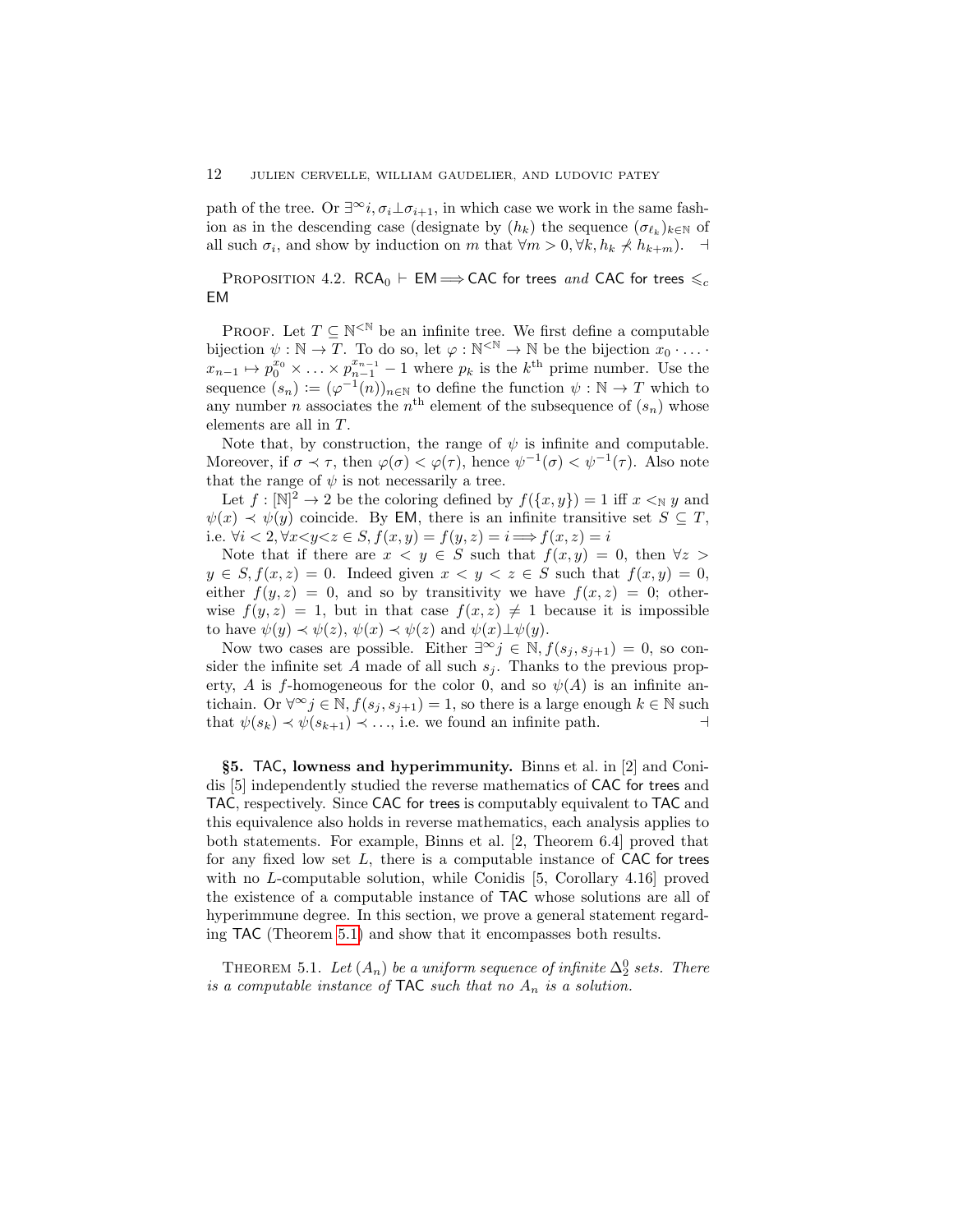path of the tree. Or $\exists^\infty i, \sigma_i \perp \sigma_{i+1}$, in which case we work in the same fashion as in the descending case (designate by $(h_k)$ the sequence $(\sigma_{\ell_k})_{k\in\mathbb{N}}$ of all such $\sigma_i$, and show by induction on $m$ that $\forall m > 0, \forall k, h_k \not\prec h_{k+m}$). $\dashv$

Proposition 4.2. $\mathsf{RCA}_0 \vdash \mathsf{EM} \Longrightarrow \mathsf{CAC\ for\ trees}$ *and* $\mathsf{CAC\ for\ trees} \leqslant_c \mathsf{EM}$

Proof. Let $T \subseteq \mathbb{N}^{<\mathbb{N}}$ be an infinite tree. We first define a computable bijection $\psi : \mathbb{N} \to T$. To do so, let $\varphi : \mathbb{N}^{<\mathbb{N}} \to \mathbb{N}$ be the bijection $x_0 \cdot \ldots \cdot x_{n-1} \mapsto p_0^{x_0} \times \ldots \times p_{n-1}^{x_{n-1}} - 1$ where $p_k$ is the $k^{\text{th}}$ prime number. Use the sequence $(s_n) := (\varphi^{-1}(n))_{n\in\mathbb{N}}$ to define the function $\psi : \mathbb{N} \to T$ which to any number $n$ associates the $n^{\text{th}}$ element of the subsequence of $(s_n)$ whose elements are all in $T$.

Note that, by construction, the range of $\psi$ is infinite and computable. Moreover, if $\sigma \prec \tau$, then $\varphi(\sigma) < \varphi(\tau)$, hence $\psi^{-1}(\sigma) < \psi^{-1}(\tau)$. Also note that the range of $\psi$ is not necessarily a tree.

Let $f : [\mathbb{N}]^2 \to 2$ be the coloring defined by $f(\{x, y\}) = 1$ iff $x <_{\mathbb{N}} y$ and $\psi(x) \prec \psi(y)$ coincide. By $\mathsf{EM}$, there is an infinite transitive set $S \subseteq T$, i.e. $\forall i < 2, \forall x{<}y{<}z \in S, f(x, y) = f(y, z) = i \Longrightarrow f(x, z) = i$

Note that if there are $x < y \in S$ such that $f(x, y) = 0$, then $\forall z > y \in S, f(x, z) = 0$. Indeed given $x < y < z \in S$ such that $f(x, y) = 0$, either $f(y, z) = 0$, and so by transitivity we have $f(x, z) = 0$; otherwise $f(y, z) = 1$, but in that case $f(x, z) \neq 1$ because it is impossible to have $\psi(y) \prec \psi(z)$, $\psi(x) \prec \psi(z)$ and $\psi(x) \perp \psi(y)$.

Now two cases are possible. Either $\exists^\infty j \in \mathbb{N}, f(s_j, s_{j+1}) = 0$, so consider the infinite set $A$ made of all such $s_j$. Thanks to the previous property, $A$ is $f$-homogeneous for the color 0, and so $\psi(A)$ is an infinite antichain. Or $\forall^\infty j \in \mathbb{N}, f(s_j, s_{j+1}) = 1$, so there is a large enough $k \in \mathbb{N}$ such that $\psi(s_k) \prec \psi(s_{k+1}) \prec \ldots$, i.e. we found an infinite path. $\dashv$

## §5. TAC, lowness and hyperimmunity.

Binns et al. in [2] and Conidis [5] independently studied the reverse mathematics of $\mathsf{CAC\ for\ trees}$ and $\mathsf{TAC}$, respectively. Since $\mathsf{CAC\ for\ trees}$ is computably equivalent to $\mathsf{TAC}$ and this equivalence also holds in reverse mathematics, each analysis applies to both statements. For example, Binns et al. [2, Theorem 6.4] proved that for any fixed low set $L$, there is a computable instance of $\mathsf{CAC\ for\ trees}$ with no $L$-computable solution, while Conidis [5, Corollary 4.16] proved the existence of a computable instance of $\mathsf{TAC}$ whose solutions are all of hyperimmune degree. In this section, we prove a general statement regarding $\mathsf{TAC}$ (Theorem 5.1) and show that it encompasses both results.

Theorem 5.1. *Let $(A_n)$ be a uniform sequence of infinite $\Delta^0_2$ sets. There is a computable instance of* $\mathsf{TAC}$ *such that no $A_n$ is a solution.*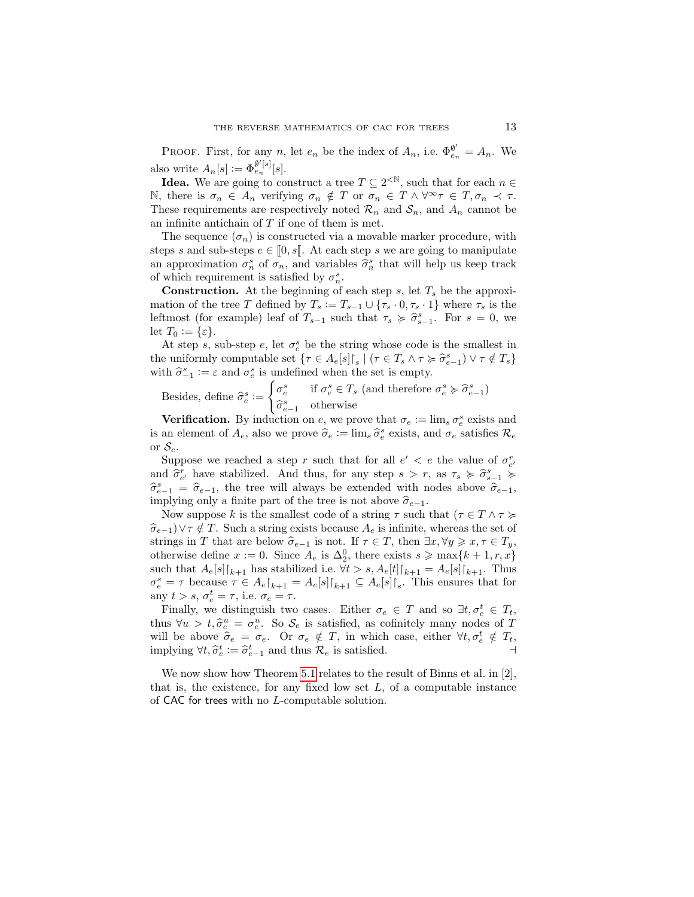PROOF. First, for any $n$, let $e_n$ be the index of $A_n$, i.e. $\Phi_{e_n}^{\emptyset'} = A_n$. We also write $A_n[s] := \Phi_{e_n}^{\emptyset'[s]}[s]$.

**Idea.** We are going to construct a tree $T \subseteq 2^{<\mathbb{N}}$, such that for each $n \in \mathbb{N}$, there is $\sigma_n \in A_n$ verifying $\sigma_n \notin T$ or $\sigma_n \in T \wedge \forall^\infty \tau \in T, \sigma_n \prec \tau$. These requirements are respectively noted $\mathcal{R}_n$ and $\mathcal{S}_n$, and $A_n$ cannot be an infinite antichain of $T$ if one of them is met.

The sequence $(\sigma_n)$ is constructed via a movable marker procedure, with steps $s$ and sub-steps $e \in [\![0, s[\![$. At each step $s$ we are going to manipulate an approximation $\sigma_n^s$ of $\sigma_n$, and variables $\widehat{\sigma}_n^s$ that will help us keep track of which requirement is satisfied by $\sigma_n^s$.

**Construction.** At the beginning of each step $s$, let $T_s$ be the approximation of the tree $T$ defined by $T_s := T_{s-1} \cup \{\tau_s \cdot 0, \tau_s \cdot 1\}$ where $\tau_s$ is the leftmost (for example) leaf of $T_{s-1}$ such that $\tau_s \succcurlyeq \widehat{\sigma}_{s-1}^s$. For $s = 0$, we let $T_0 := \{\varepsilon\}$.

At step $s$, sub-step $e$, let $\sigma_e^s$ be the string whose code is the smallest in the uniformly computable set $\{\tau \in A_e[s]{\restriction_s} \mid (\tau \in T_s \wedge \tau \succcurlyeq \widehat{\sigma}_{e-1}^s) \vee \tau \notin T_s\}$ with $\widehat{\sigma}_{-1}^s := \varepsilon$ and $\sigma_e^s$ is undefined when the set is empty.

Besides, define $\widehat{\sigma}_e^s := \begin{cases} \sigma_e^s & \text{if } \sigma_e^s \in T_s \text{ (and therefore } \sigma_e^s \succcurlyeq \widehat{\sigma}_{e-1}^s) \\ \widehat{\sigma}_{e-1}^s & \text{otherwise} \end{cases}$

**Verification.** By induction on $e$, we prove that $\sigma_e := \lim_s \sigma_e^s$ exists and is an element of $A_e$, also we prove $\widehat{\sigma}_e := \lim_s \widehat{\sigma}_e^s$ exists, and $\sigma_e$ satisfies $\mathcal{R}_e$ or $\mathcal{S}_e$.

Suppose we reached a step $r$ such that for all $e' < e$ the value of $\sigma_{e'}^r$ and $\widehat{\sigma}_{e'}^r$ have stabilized. And thus, for any step $s > r$, as $\tau_s \succcurlyeq \widehat{\sigma}_{s-1}^s \succcurlyeq \widehat{\sigma}_{e-1}^s = \widehat{\sigma}_{e-1}$, the tree will always be extended with nodes above $\widehat{\sigma}_{e-1}$, implying only a finite part of the tree is not above $\widehat{\sigma}_{e-1}$.

Now suppose $k$ is the smallest code of a string $\tau$ such that $(\tau \in T \wedge \tau \succcurlyeq \widehat{\sigma}_{e-1}) \vee \tau \notin T$. Such a string exists because $A_e$ is infinite, whereas the set of strings in $T$ that are below $\widehat{\sigma}_{e-1}$ is not. If $\tau \in T$, then $\exists x, \forall y \geqslant x, \tau \in T_y$, otherwise define $x := 0$. Since $A_e$ is $\Delta_2^0$, there exists $s \geqslant \max\{k+1, r, x\}$ such that $A_e[s]{\restriction_{k+1}}$ has stabilized i.e. $\forall t > s, A_e[t]{\restriction_{k+1}} = A_e[s]{\restriction_{k+1}}$. Thus $\sigma_e^s = \tau$ because $\tau \in A_e{\restriction_{k+1}} = A_e[s]{\restriction_{k+1}} \subseteq A_e[s]{\restriction_s}$. This ensures that for any $t > s$, $\sigma_e^t = \tau$, i.e. $\sigma_e = \tau$.

Finally, we distinguish two cases. Either $\sigma_e \in T$ and so $\exists t, \sigma_e^t \in T_t$, thus $\forall u > t, \widehat{\sigma}_e^u = \sigma_e^u$. So $\mathcal{S}_e$ is satisfied, as cofinitely many nodes of $T$ will be above $\widehat{\sigma}_e = \sigma_e$. Or $\sigma_e \notin T$, in which case, either $\forall t, \sigma_e^t \notin T_t$, implying $\forall t, \widehat{\sigma}_e^t := \widehat{\sigma}_{e-1}^t$ and thus $\mathcal{R}_e$ is satisfied. ⊣

We now show how Theorem 5.1 relates to the result of Binns et al. in [2], that is, the existence, for any fixed low set $L$, of a computable instance of CAC for trees with no $L$-computable solution.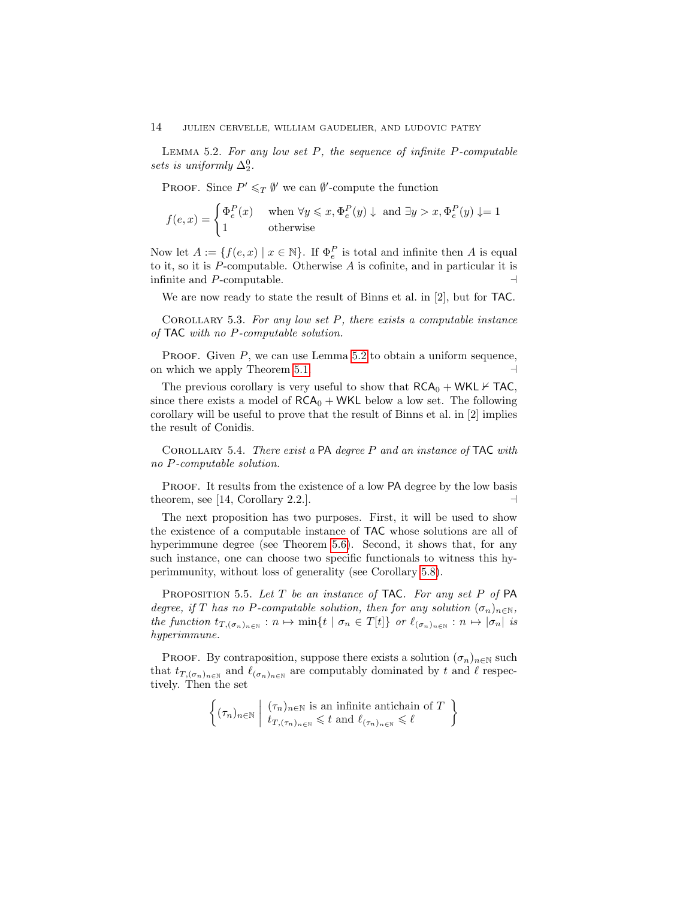**Lemma 5.2.** *For any low set $P$, the sequence of infinite $P$-computable sets is uniformly $\Delta^0_2$.*

**Proof.** Since $P' \leqslant_T \emptyset'$ we can $\emptyset'$-compute the function

$$f(e,x) = \begin{cases} \Phi^P_e(x) & \text{when } \forall y \leqslant x, \Phi^P_e(y)\downarrow \text{ and } \exists y > x, \Phi^P_e(y)\downarrow = 1 \\ 1 & \text{otherwise} \end{cases}$$

Now let $A := \{f(e,x) \mid x \in \mathbb{N}\}$. If $\Phi^P_e$ is total and infinite then $A$ is equal to it, so it is $P$-computable. Otherwise $A$ is cofinite, and in particular it is infinite and $P$-computable. ⊣

We are now ready to state the result of Binns et al. in [2], but for $\mathsf{TAC}$.

**Corollary 5.3.** *For any low set $P$, there exists a computable instance of $\mathsf{TAC}$ with no $P$-computable solution.*

**Proof.** Given $P$, we can use Lemma 5.2 to obtain a uniform sequence, on which we apply Theorem 5.1. ⊣

The previous corollary is very useful to show that $\mathsf{RCA}_0 + \mathsf{WKL} \nvdash \mathsf{TAC}$, since there exists a model of $\mathsf{RCA}_0 + \mathsf{WKL}$ below a low set. The following corollary will be useful to prove that the result of Binns et al. in [2] implies the result of Conidis.

**Corollary 5.4.** *There exist a $\mathsf{PA}$ degree $P$ and an instance of $\mathsf{TAC}$ with no $P$-computable solution.*

**Proof.** It results from the existence of a low $\mathsf{PA}$ degree by the low basis theorem, see [14, Corollary 2.2.]. ⊣

The next proposition has two purposes. First, it will be used to show the existence of a computable instance of $\mathsf{TAC}$ whose solutions are all of hyperimmune degree (see Theorem 5.6). Second, it shows that, for any such instance, one can choose two specific functionals to witness this hyperimmunity, without loss of generality (see Corollary 5.8).

**Proposition 5.5.** *Let $T$ be an instance of $\mathsf{TAC}$. For any set $P$ of $\mathsf{PA}$ degree, if $T$ has no $P$-computable solution, then for any solution $(\sigma_n)_{n\in\mathbb{N}}$, the function $t_{T,(\sigma_n)_{n\in\mathbb{N}}} : n \mapsto \min\{t \mid \sigma_n \in T[t]\}$ or $\ell_{(\sigma_n)_{n\in\mathbb{N}}} : n \mapsto |\sigma_n|$ is hyperimmune.*

**Proof.** By contraposition, suppose there exists a solution $(\sigma_n)_{n\in\mathbb{N}}$ such that $t_{T,(\sigma_n)_{n\in\mathbb{N}}}$ and $\ell_{(\sigma_n)_{n\in\mathbb{N}}}$ are computably dominated by $t$ and $\ell$ respectively. Then the set

$$\left\{ (\tau_n)_{n\in\mathbb{N}} \;\middle|\; \begin{array}{l} (\tau_n)_{n\in\mathbb{N}} \text{ is an infinite antichain of } T \\ t_{T,(\tau_n)_{n\in\mathbb{N}}} \leqslant t \text{ and } \ell_{(\tau_n)_{n\in\mathbb{N}}} \leqslant \ell \end{array} \right\}$$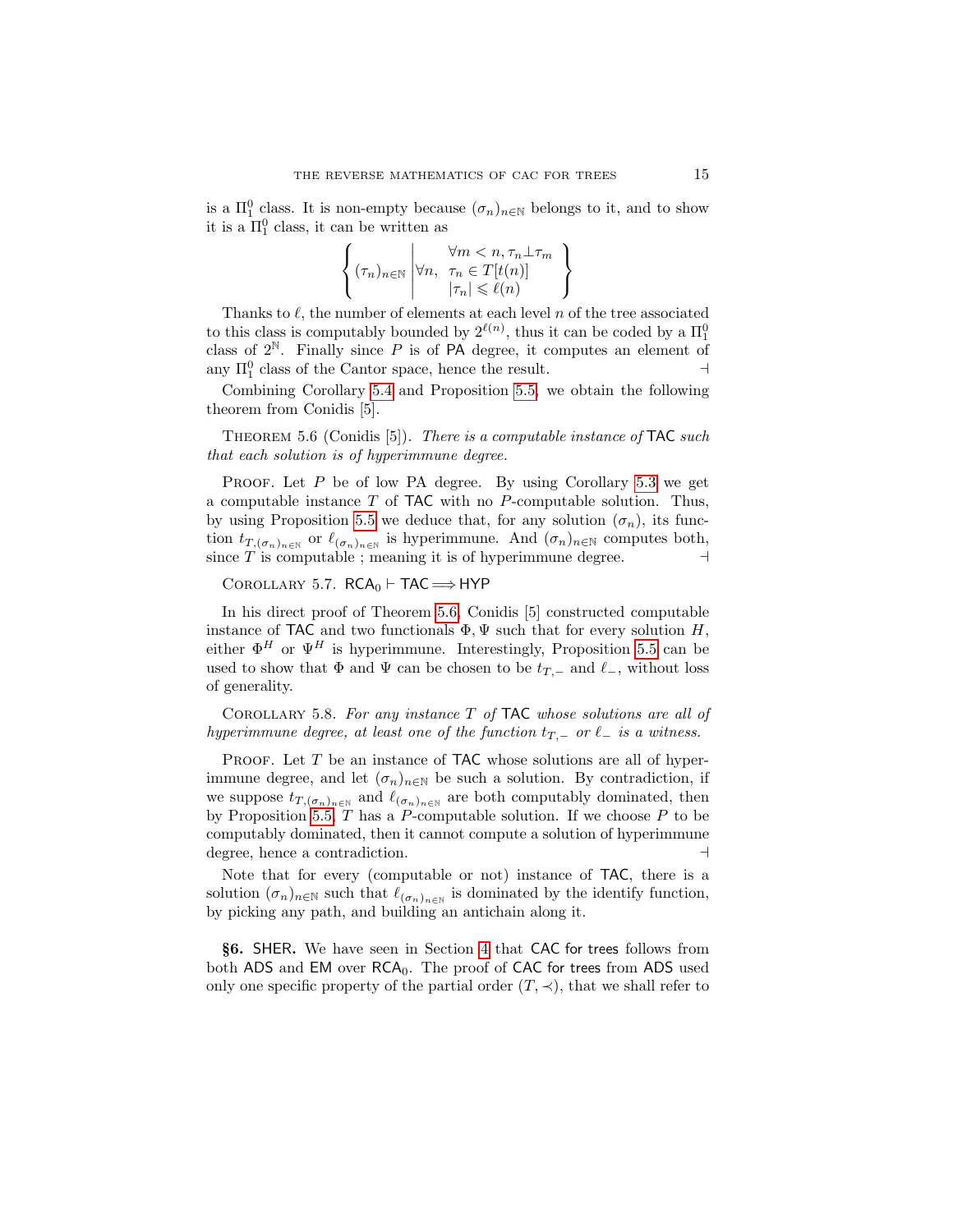is a $\Pi^0_1$ class. It is non-empty because $(\sigma_n)_{n\in\mathbb{N}}$ belongs to it, and to show it is a $\Pi^0_1$ class, it can be written as

$$\left\{ (\tau_n)_{n\in\mathbb{N}} \;\middle|\; \forall n,\; \begin{array}{c} \forall m < n, \tau_n \perp \tau_m \\ \tau_n \in T[t(n)] \\ |\tau_n| \leqslant \ell(n) \end{array} \right\}$$

Thanks to $\ell$, the number of elements at each level $n$ of the tree associated to this class is computably bounded by $2^{\ell(n)}$, thus it can be coded by a $\Pi^0_1$ class of $2^{\mathbb{N}}$. Finally since $P$ is of PA degree, it computes an element of any $\Pi^0_1$ class of the Cantor space, hence the result. ⊣

Combining Corollary 5.4 and Proposition 5.5, we obtain the following theorem from Conidis [5].

Theorem 5.6 (Conidis [5]). *There is a computable instance of* TAC *such that each solution is of hyperimmune degree.*

Proof. Let $P$ be of low PA degree. By using Corollary 5.3 we get a computable instance $T$ of TAC with no $P$-computable solution. Thus, by using Proposition 5.5 we deduce that, for any solution $(\sigma_n)$, its function $t_{T,(\sigma_n)_{n\in\mathbb{N}}}$ or $\ell_{(\sigma_n)_{n\in\mathbb{N}}}$ is hyperimmune. And $(\sigma_n)_{n\in\mathbb{N}}$ computes both, since $T$ is computable ; meaning it is of hyperimmune degree. ⊣

Corollary 5.7. $\mathsf{RCA}_0 \vdash \mathsf{TAC} \Longrightarrow \mathsf{HYP}$

In his direct proof of Theorem 5.6, Conidis [5] constructed computable instance of TAC and two functionals $\Phi, \Psi$ such that for every solution $H$, either $\Phi^H$ or $\Psi^H$ is hyperimmune. Interestingly, Proposition 5.5 can be used to show that $\Phi$ and $\Psi$ can be chosen to be $t_{T,-}$ and $\ell_-$, without loss of generality.

Corollary 5.8. *For any instance $T$ of* TAC *whose solutions are all of hyperimmune degree, at least one of the function $t_{T,-}$ or $\ell_-$ is a witness.*

Proof. Let $T$ be an instance of TAC whose solutions are all of hyperimmune degree, and let $(\sigma_n)_{n\in\mathbb{N}}$ be such a solution. By contradiction, if we suppose $t_{T,(\sigma_n)_{n\in\mathbb{N}}}$ and $\ell_{(\sigma_n)_{n\in\mathbb{N}}}$ are both computably dominated, then by Proposition 5.5, $T$ has a $P$-computable solution. If we choose $P$ to be computably dominated, then it cannot compute a solution of hyperimmune degree, hence a contradiction. ⊣

Note that for every (computable or not) instance of TAC, there is a solution $(\sigma_n)_{n\in\mathbb{N}}$ such that $\ell_{(\sigma_n)_{n\in\mathbb{N}}}$ is dominated by the identify function, by picking any path, and building an antichain along it.

## §6. SHER.

We have seen in Section 4 that CAC for trees follows from both ADS and EM over $\mathsf{RCA}_0$. The proof of CAC for trees from ADS used only one specific property of the partial order $(T, \prec)$, that we shall refer to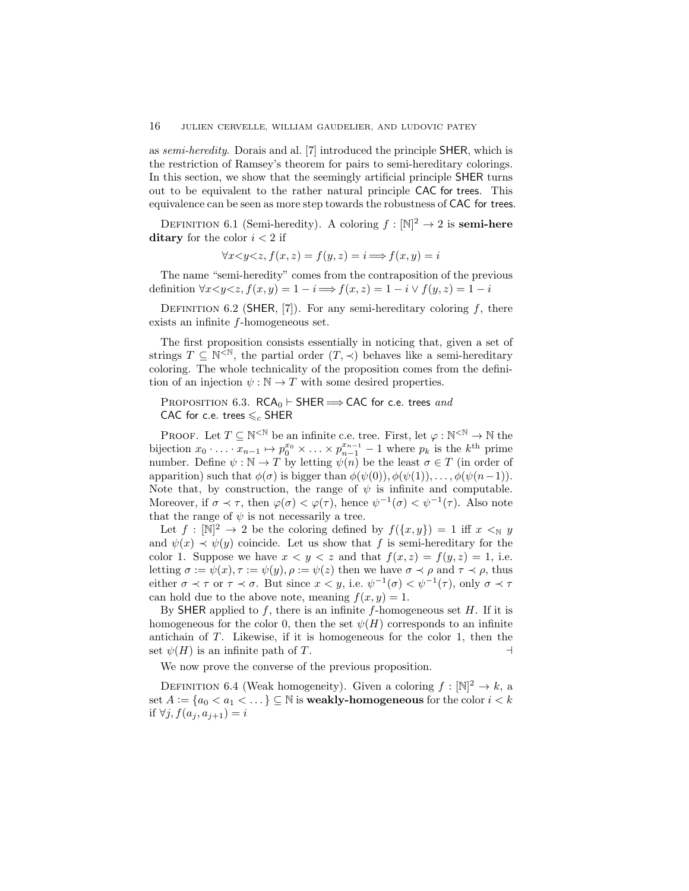as *semi-heredity*. Dorais and al. [7] introduced the principle SHER, which is the restriction of Ramsey's theorem for pairs to semi-hereditary colorings. In this section, we show that the seemingly artificial principle SHER turns out to be equivalent to the rather natural principle CAC for trees. This equivalence can be seen as more step towards the robustness of CAC for trees.

Definition 6.1 (Semi-heredity). A coloring $f : [\mathbb{N}]^2 \to 2$ is **semi-hereditary** for the color $i < 2$ if

$$\forall x{<}y{<}z, f(x,z) = f(y,z) = i \Longrightarrow f(x,y) = i$$

The name "semi-heredity" comes from the contraposition of the previous definition $\forall x{<}y{<}z, f(x,y) = 1-i \Longrightarrow f(x,z) = 1-i \vee f(y,z) = 1-i$

Definition 6.2 (SHER, [7]). For any semi-hereditary coloring $f$, there exists an infinite $f$-homogeneous set.

The first proposition consists essentially in noticing that, given a set of strings $T \subseteq \mathbb{N}^{<\mathbb{N}}$, the partial order $(T, \prec)$ behaves like a semi-hereditary coloring. The whole technicality of the proposition comes from the definition of an injection $\psi : \mathbb{N} \to T$ with some desired properties.

Proposition 6.3. $\mathsf{RCA}_0 \vdash \mathsf{SHER} \Longrightarrow$ CAC for c.e. trees *and* CAC for c.e. trees $\leqslant_c$ SHER

Proof. Let $T \subseteq \mathbb{N}^{<\mathbb{N}}$ be an infinite c.e. tree. First, let $\varphi : \mathbb{N}^{<\mathbb{N}} \to \mathbb{N}$ the bijection $x_0 \cdot \ldots \cdot x_{n-1} \mapsto p_0^{x_0} \times \ldots \times p_{n-1}^{x_{n-1}} - 1$ where $p_k$ is the $k^{\text{th}}$ prime number. Define $\psi : \mathbb{N} \to T$ by letting $\psi(n)$ be the least $\sigma \in T$ (in order of apparition) such that $\phi(\sigma)$ is bigger than $\phi(\psi(0)), \phi(\psi(1)), \ldots, \phi(\psi(n-1))$. Note that, by construction, the range of $\psi$ is infinite and computable. Moreover, if $\sigma \prec \tau$, then $\varphi(\sigma) < \varphi(\tau)$, hence $\psi^{-1}(\sigma) < \psi^{-1}(\tau)$. Also note that the range of $\psi$ is not necessarily a tree.

Let $f : [\mathbb{N}]^2 \to 2$ be the coloring defined by $f(\{x,y\}) = 1$ iff $x <_{\mathbb{N}} y$ and $\psi(x) \prec \psi(y)$ coincide. Let us show that $f$ is semi-hereditary for the color 1. Suppose we have $x < y < z$ and that $f(x,z) = f(y,z) = 1$, i.e. letting $\sigma := \psi(x), \tau := \psi(y), \rho := \psi(z)$ then we have $\sigma \prec \rho$ and $\tau \prec \rho$, thus either $\sigma \prec \tau$ or $\tau \prec \sigma$. But since $x < y$, i.e. $\psi^{-1}(\sigma) < \psi^{-1}(\tau)$, only $\sigma \prec \tau$ can hold due to the above note, meaning $f(x,y) = 1$.

By SHER applied to $f$, there is an infinite $f$-homogeneous set $H$. If it is homogeneous for the color 0, then the set $\psi(H)$ corresponds to an infinite antichain of $T$. Likewise, if it is homogeneous for the color 1, then the set $\psi(H)$ is an infinite path of $T$. ⊣

We now prove the converse of the previous proposition.

Definition 6.4 (Weak homogeneity). Given a coloring $f : [\mathbb{N}]^2 \to k$, a set $A := \{a_0 < a_1 < \ldots\} \subseteq \mathbb{N}$ is **weakly-homogeneous** for the color $i < k$ if $\forall j, f(a_j, a_{j+1}) = i$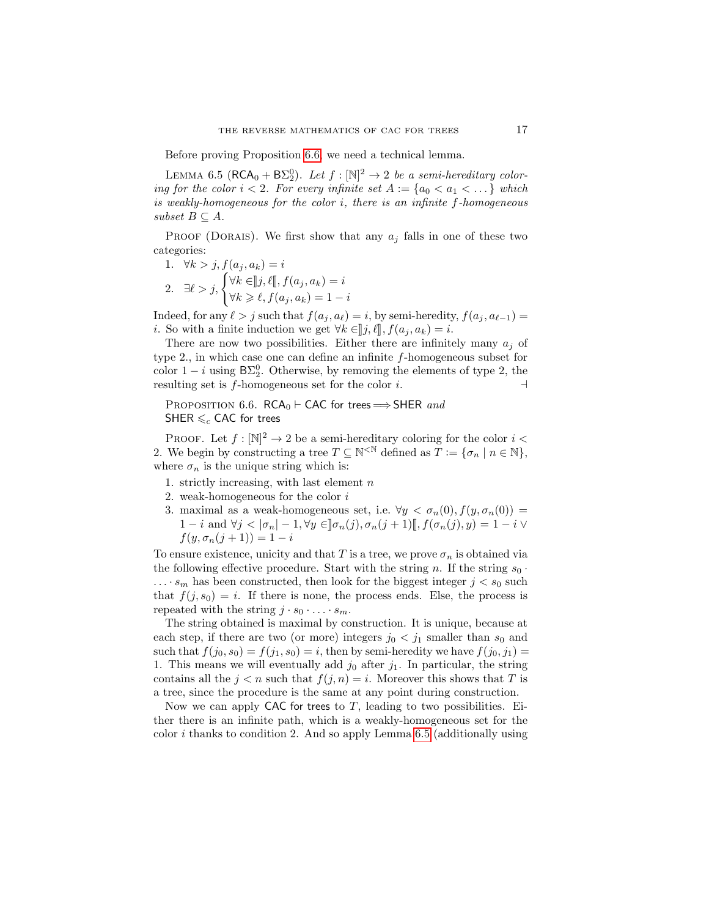Before proving Proposition 6.6, we need a technical lemma.

Lemma 6.5 ($\mathsf{RCA}_0 + \mathsf{B}\Sigma^0_2$). *Let $f : [\mathbb{N}]^2 \to 2$ be a semi-hereditary coloring for the color $i < 2$. For every infinite set $A := \{a_0 < a_1 < \dots\}$ which is weakly-homogeneous for the color $i$, there is an infinite $f$-homogeneous subset $B \subseteq A$.*

Proof (Dorais). We first show that any $a_j$ falls in one of these two categories:

1. $\forall k > j, f(a_j, a_k) = i$
2. $\exists \ell > j, \begin{cases} \forall k \in ]\!]j, \ell[\![, f(a_j, a_k) = i \\ \forall k \geqslant \ell, f(a_j, a_k) = 1 - i \end{cases}$

Indeed, for any $\ell > j$ such that $f(a_j, a_\ell) = i$, by semi-heredity, $f(a_j, a_{\ell-1}) = i$. So with a finite induction we get $\forall k \in ]\!]j, \ell]\!], f(a_j, a_k) = i$.

There are now two possibilities. Either there are infinitely many $a_j$ of type 2., in which case one can define an infinite $f$-homogeneous subset for color $1 - i$ using $\mathsf{B}\Sigma^0_2$. Otherwise, by removing the elements of type 2, the resulting set is $f$-homogeneous set for the color $i$. $\dashv$

Proposition 6.6. $\mathsf{RCA}_0 \vdash \mathsf{CAC\ for\ trees} \Longrightarrow \mathsf{SHER}$ *and* $\mathsf{SHER} \leqslant_c \mathsf{CAC\ for\ trees}$

Proof. Let $f : [\mathbb{N}]^2 \to 2$ be a semi-hereditary coloring for the color $i < 2$. We begin by constructing a tree $T \subseteq \mathbb{N}^{<\mathbb{N}}$ defined as $T := \{\sigma_n \mid n \in \mathbb{N}\}$, where $\sigma_n$ is the unique string which is:

1. strictly increasing, with last element $n$
2. weak-homogeneous for the color $i$
3. maximal as a weak-homogeneous set, i.e. $\forall y < \sigma_n(0), f(y, \sigma_n(0)) = 1 - i$ and $\forall j < |\sigma_n| - 1, \forall y \in ]\!]\sigma_n(j), \sigma_n(j+1)[\![, f(\sigma_n(j), y) = 1 - i \vee f(y, \sigma_n(j+1)) = 1 - i$

To ensure existence, unicity and that $T$ is a tree, we prove $\sigma_n$ is obtained via the following effective procedure. Start with the string $n$. If the string $s_0 \cdot \ldots \cdot s_m$ has been constructed, then look for the biggest integer $j < s_0$ such that $f(j, s_0) = i$. If there is none, the process ends. Else, the process is repeated with the string $j \cdot s_0 \cdot \ldots \cdot s_m$.

The string obtained is maximal by construction. It is unique, because at each step, if there are two (or more) integers $j_0 < j_1$ smaller than $s_0$ and such that $f(j_0, s_0) = f(j_1, s_0) = i$, then by semi-heredity we have $f(j_0, j_1) = 1$. This means we will eventually add $j_0$ after $j_1$. In particular, the string contains all the $j < n$ such that $f(j, n) = i$. Moreover this shows that $T$ is a tree, since the procedure is the same at any point during construction.

Now we can apply $\mathsf{CAC\ for\ trees}$ to $T$, leading to two possibilities. Either there is an infinite path, which is a weakly-homogeneous set for the color $i$ thanks to condition 2. And so apply Lemma 6.5 (additionally using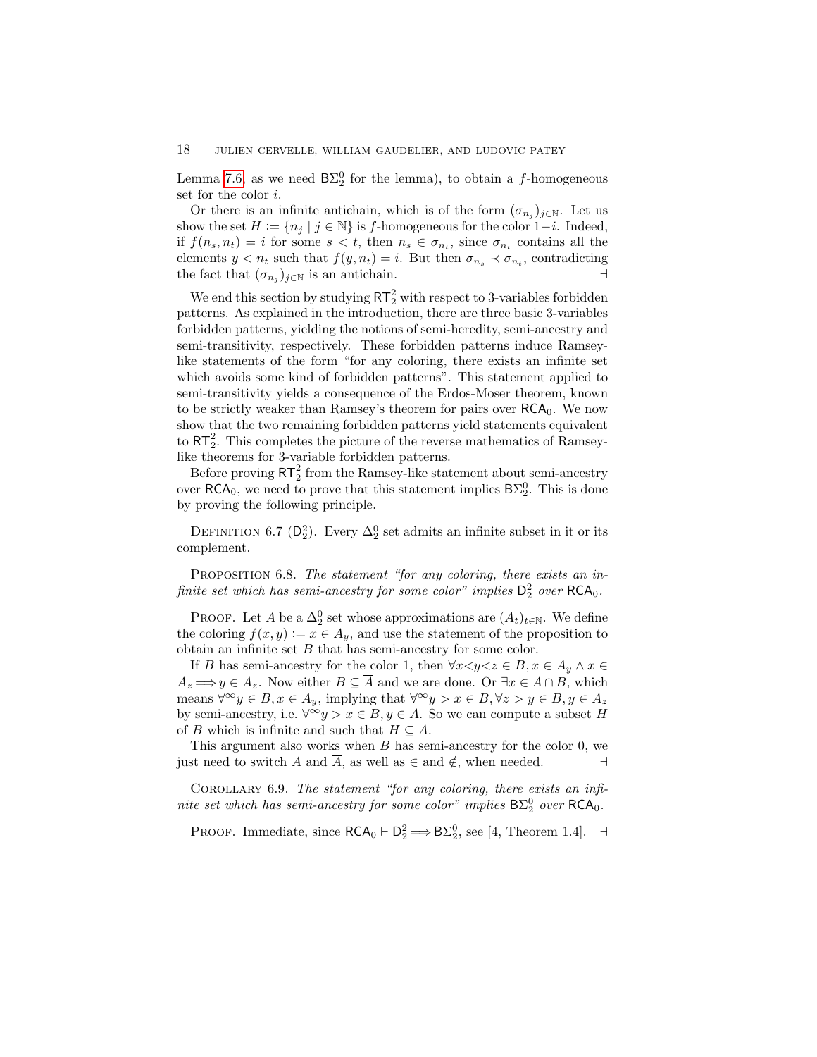Lemma 7.6, as we need $\mathsf{B}\Sigma^0_2$ for the lemma), to obtain a $f$-homogeneous set for the color $i$.

Or there is an infinite antichain, which is of the form $(\sigma_{n_j})_{j\in\mathbb{N}}$. Let us show the set $H := \{n_j \mid j \in \mathbb{N}\}$ is $f$-homogeneous for the color $1-i$. Indeed, if $f(n_s, n_t) = i$ for some $s < t$, then $n_s \in \sigma_{n_t}$, since $\sigma_{n_t}$ contains all the elements $y < n_t$ such that $f(y, n_t) = i$. But then $\sigma_{n_s} \prec \sigma_{n_t}$, contradicting the fact that $(\sigma_{n_j})_{j\in\mathbb{N}}$ is an antichain. ⊣

We end this section by studying $\mathsf{RT}^2_2$ with respect to 3-variables forbidden patterns. As explained in the introduction, there are three basic 3-variables forbidden patterns, yielding the notions of semi-heredity, semi-ancestry and semi-transitivity, respectively. These forbidden patterns induce Ramsey-like statements of the form "for any coloring, there exists an infinite set which avoids some kind of forbidden patterns". This statement applied to semi-transitivity yields a consequence of the Erdos-Moser theorem, known to be strictly weaker than Ramsey's theorem for pairs over $\mathsf{RCA}_0$. We now show that the two remaining forbidden patterns yield statements equivalent to $\mathsf{RT}^2_2$. This completes the picture of the reverse mathematics of Ramsey-like theorems for 3-variable forbidden patterns.

Before proving $\mathsf{RT}^2_2$ from the Ramsey-like statement about semi-ancestry over $\mathsf{RCA}_0$, we need to prove that this statement implies $\mathsf{B}\Sigma^0_2$. This is done by proving the following principle.

Definition 6.7 ($\mathsf{D}^2_2$). Every $\Delta^0_2$ set admits an infinite subset in it or its complement.

Proposition 6.8. *The statement "for any coloring, there exists an infinite set which has semi-ancestry for some color" implies $\mathsf{D}^2_2$ over $\mathsf{RCA}_0$.*

Proof. Let $A$ be a $\Delta^0_2$ set whose approximations are $(A_t)_{t\in\mathbb{N}}$. We define the coloring $f(x, y) := x \in A_y$, and use the statement of the proposition to obtain an infinite set $B$ that has semi-ancestry for some color.

If $B$ has semi-ancestry for the color 1, then $\forall x{<}y{<}z \in B, x \in A_y \wedge x \in A_z \Longrightarrow y \in A_z$. Now either $B \subseteq \overline{A}$ and we are done. Or $\exists x \in A \cap B$, which means $\forall^\infty y \in B, x \in A_y$, implying that $\forall^\infty y > x \in B, \forall z > y \in B, y \in A_z$ by semi-ancestry, i.e. $\forall^\infty y > x \in B, y \in A$. So we can compute a subset $H$ of $B$ which is infinite and such that $H \subseteq A$.

This argument also works when $B$ has semi-ancestry for the color 0, we just need to switch $A$ and $\overline{A}$, as well as $\in$ and $\notin$, when needed. ⊣

Corollary 6.9. *The statement "for any coloring, there exists an infinite set which has semi-ancestry for some color" implies $\mathsf{B}\Sigma^0_2$ over $\mathsf{RCA}_0$.*

Proof. Immediate, since $\mathsf{RCA}_0 \vdash \mathsf{D}^2_2 \Longrightarrow \mathsf{B}\Sigma^0_2$, see [4, Theorem 1.4]. ⊣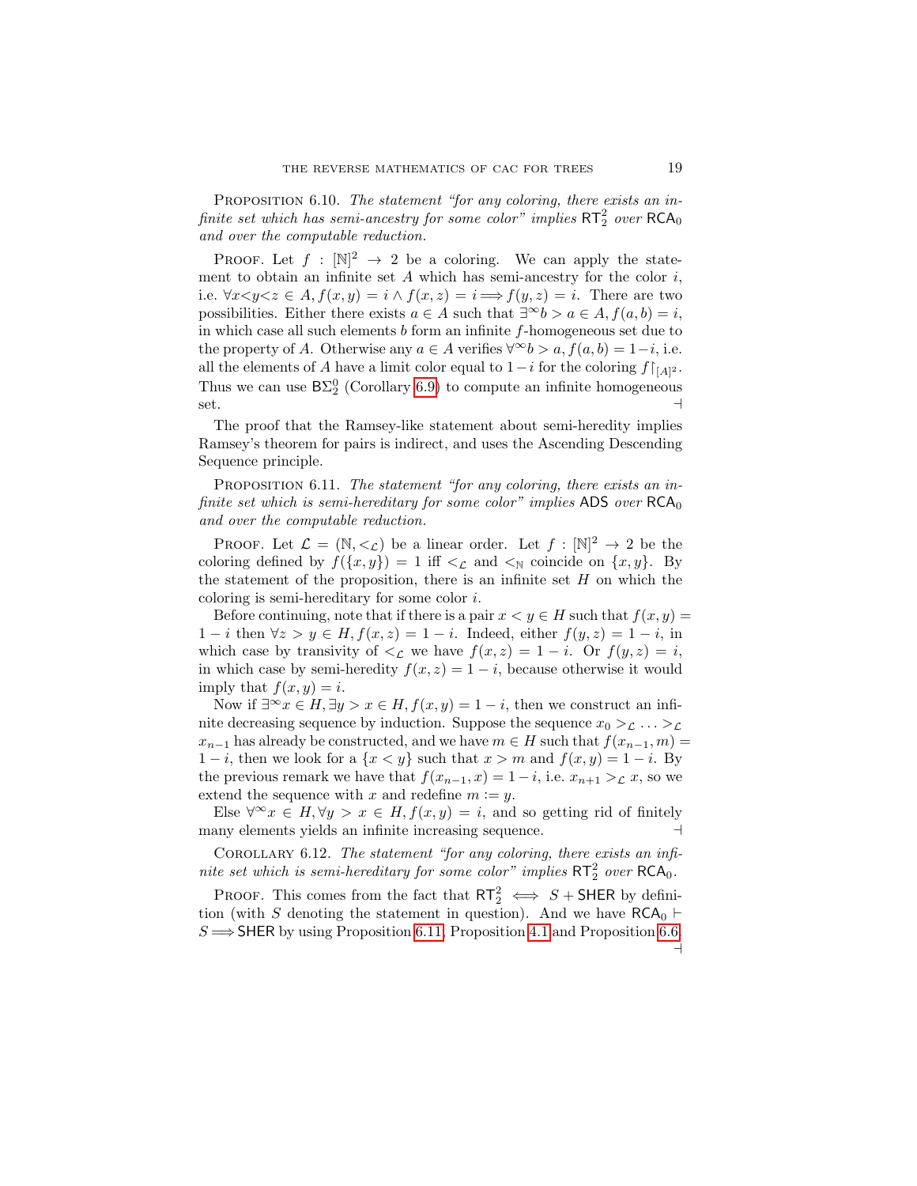Proposition 6.10. *The statement "for any coloring, there exists an infinite set which has semi-ancestry for some color" implies* $\mathsf{RT}^2_2$ *over* $\mathsf{RCA}_0$ *and over the computable reduction.*

Proof. Let $f : [\mathbb{N}]^2 \to 2$ be a coloring. We can apply the statement to obtain an infinite set $A$ which has semi-ancestry for the color $i$, i.e. $\forall x{<}y{<}z \in A, f(x,y) = i \wedge f(x,z) = i \Longrightarrow f(y,z) = i$. There are two possibilities. Either there exists $a \in A$ such that $\exists^\infty b > a \in A, f(a,b) = i$, in which case all such elements $b$ form an infinite $f$-homogeneous set due to the property of $A$. Otherwise any $a \in A$ verifies $\forall^\infty b > a, f(a,b) = 1-i$, i.e. all the elements of $A$ have a limit color equal to $1-i$ for the coloring $f{\restriction}_{[A]^2}$. Thus we can use $\mathsf{B}\Sigma^0_2$ (Corollary 6.9) to compute an infinite homogeneous set. ⊣

The proof that the Ramsey-like statement about semi-heredity implies Ramsey's theorem for pairs is indirect, and uses the Ascending Descending Sequence principle.

Proposition 6.11. *The statement "for any coloring, there exists an infinite set which is semi-hereditary for some color" implies* $\mathsf{ADS}$ *over* $\mathsf{RCA}_0$ *and over the computable reduction.*

Proof. Let $\mathcal{L} = (\mathbb{N}, <_{\mathcal{L}})$ be a linear order. Let $f : [\mathbb{N}]^2 \to 2$ be the coloring defined by $f(\{x,y\}) = 1$ iff $<_{\mathcal{L}}$ and $<_{\mathbb{N}}$ coincide on $\{x,y\}$. By the statement of the proposition, there is an infinite set $H$ on which the coloring is semi-hereditary for some color $i$.

Before continuing, note that if there is a pair $x < y \in H$ such that $f(x,y) = 1-i$ then $\forall z > y \in H, f(x,z) = 1-i$. Indeed, either $f(y,z) = 1-i$, in which case by transivity of $<_{\mathcal{L}}$ we have $f(x,z) = 1-i$. Or $f(y,z) = i$, in which case by semi-heredity $f(x,z) = 1-i$, because otherwise it would imply that $f(x,y) = i$.

Now if $\exists^\infty x \in H, \exists y > x \in H, f(x,y) = 1-i$, then we construct an infinite decreasing sequence by induction. Suppose the sequence $x_0 >_{\mathcal{L}} \dots >_{\mathcal{L}} x_{n-1}$ has already be constructed, and we have $m \in H$ such that $f(x_{n-1}, m) = 1-i$, then we look for a $\{x < y\}$ such that $x > m$ and $f(x,y) = 1-i$. By the previous remark we have that $f(x_{n-1}, x) = 1-i$, i.e. $x_{n+1} >_{\mathcal{L}} x$, so we extend the sequence with $x$ and redefine $m := y$.

Else $\forall^\infty x \in H, \forall y > x \in H, f(x,y) = i$, and so getting rid of finitely many elements yields an infinite increasing sequence. ⊣

Corollary 6.12. *The statement "for any coloring, there exists an infinite set which is semi-hereditary for some color" implies* $\mathsf{RT}^2_2$ *over* $\mathsf{RCA}_0$*.*

Proof. This comes from the fact that $\mathsf{RT}^2_2 \iff S + \mathsf{SHER}$ by definition (with $S$ denoting the statement in question). And we have $\mathsf{RCA}_0 \vdash S \Longrightarrow \mathsf{SHER}$ by using Proposition 6.11, Proposition 4.1 and Proposition 6.6. ⊣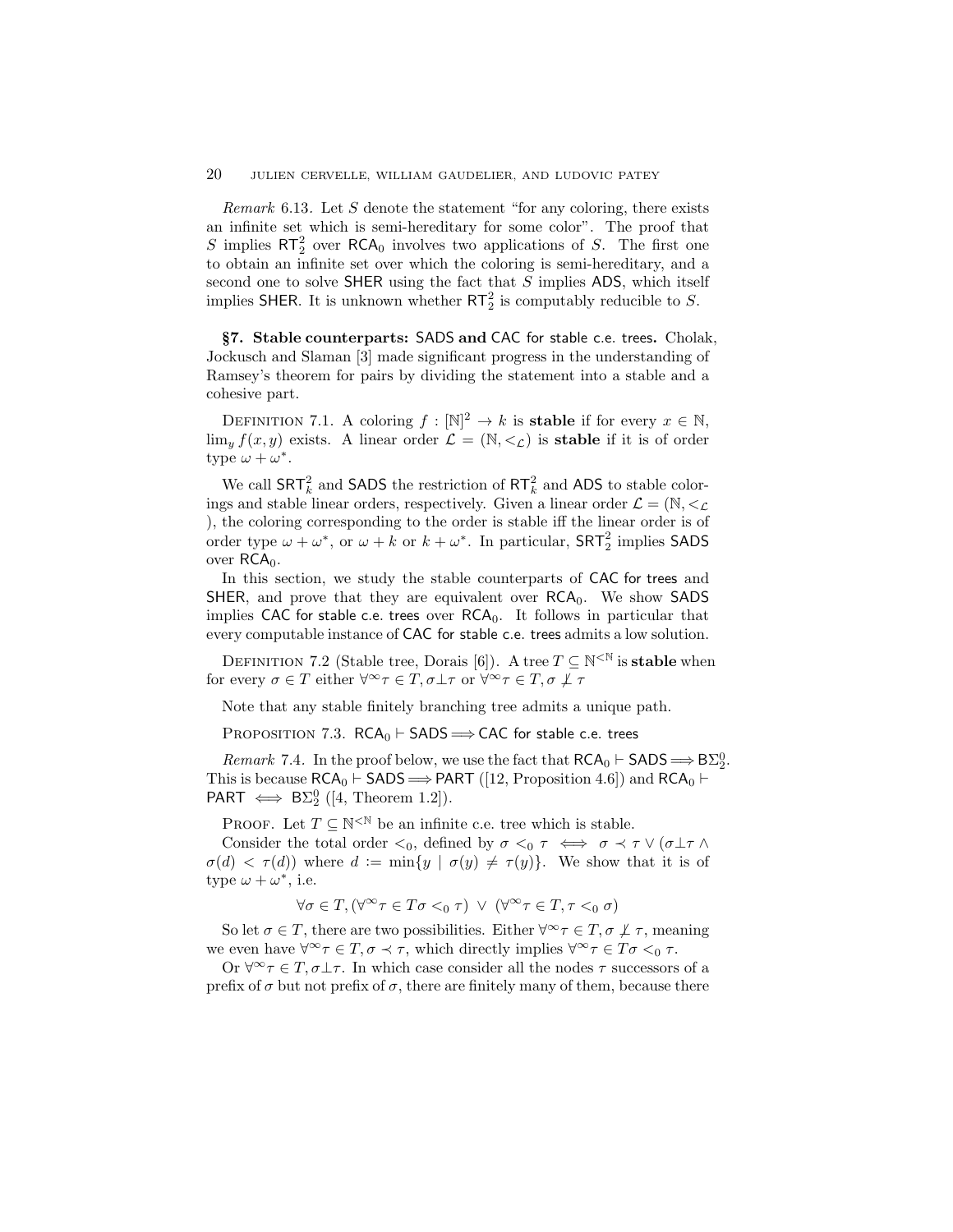*Remark* 6.13. Let $S$ denote the statement "for any coloring, there exists an infinite set which is semi-hereditary for some color". The proof that $S$ implies $\mathsf{RT}^2_2$ over $\mathsf{RCA}_0$ involves two applications of $S$. The first one to obtain an infinite set over which the coloring is semi-hereditary, and a second one to solve $\mathsf{SHER}$ using the fact that $S$ implies $\mathsf{ADS}$, which itself implies $\mathsf{SHER}$. It is unknown whether $\mathsf{RT}^2_2$ is computably reducible to $S$.

## §7. Stable counterparts: $\mathsf{SADS}$ and $\mathsf{CAC}$ for stable c.e. trees.

Cholak, Jockusch and Slaman [3] made significant progress in the understanding of Ramsey's theorem for pairs by dividing the statement into a stable and a cohesive part.

Definition 7.1. A coloring $f : [\mathbb{N}]^2 \to k$ is **stable** if for every $x \in \mathbb{N}$, $\lim_y f(x, y)$ exists. A linear order $\mathcal{L} = (\mathbb{N}, <_\mathcal{L})$ is **stable** if it is of order type $\omega + \omega^*$.

We call $\mathsf{SRT}^2_k$ and $\mathsf{SADS}$ the restriction of $\mathsf{RT}^2_k$ and $\mathsf{ADS}$ to stable colorings and stable linear orders, respectively. Given a linear order $\mathcal{L} = (\mathbb{N}, <_\mathcal{L})$, the coloring corresponding to the order is stable iff the linear order is of order type $\omega + \omega^*$, or $\omega + k$ or $k + \omega^*$. In particular, $\mathsf{SRT}^2_2$ implies $\mathsf{SADS}$ over $\mathsf{RCA}_0$.

In this section, we study the stable counterparts of $\mathsf{CAC}$ for trees and $\mathsf{SHER}$, and prove that they are equivalent over $\mathsf{RCA}_0$. We show $\mathsf{SADS}$ implies $\mathsf{CAC}$ for stable c.e. trees over $\mathsf{RCA}_0$. It follows in particular that every computable instance of $\mathsf{CAC}$ for stable c.e. trees admits a low solution.

Definition 7.2 (Stable tree, Dorais [6]). A tree $T \subseteq \mathbb{N}^{<\mathbb{N}}$ is **stable** when for every $\sigma \in T$ either $\forall^\infty \tau \in T, \sigma \perp \tau$ or $\forall^\infty \tau \in T, \sigma \not\perp \tau$

Note that any stable finitely branching tree admits a unique path.

Proposition 7.3. $\mathsf{RCA}_0 \vdash \mathsf{SADS} \Longrightarrow \mathsf{CAC}$ for stable c.e. trees

*Remark* 7.4. In the proof below, we use the fact that $\mathsf{RCA}_0 \vdash \mathsf{SADS} \Longrightarrow \mathsf{B}\Sigma^0_2$. This is because $\mathsf{RCA}_0 \vdash \mathsf{SADS} \Longrightarrow \mathsf{PART}$ ([12, Proposition 4.6]) and $\mathsf{RCA}_0 \vdash \mathsf{PART} \iff \mathsf{B}\Sigma^0_2$ ([4, Theorem 1.2]).

Proof. Let $T \subseteq \mathbb{N}^{<\mathbb{N}}$ be an infinite c.e. tree which is stable.

Consider the total order $<_0$, defined by $\sigma <_0 \tau \iff \sigma \prec \tau \vee (\sigma \perp \tau \wedge \sigma(d) < \tau(d))$ where $d := \min\{y \mid \sigma(y) \neq \tau(y)\}$. We show that it is of type $\omega + \omega^*$, i.e.

$$\forall \sigma \in T, (\forall^\infty \tau \in T \sigma <_0 \tau) \ \vee \ (\forall^\infty \tau \in T, \tau <_0 \sigma)$$

So let $\sigma \in T$, there are two possibilities. Either $\forall^\infty \tau \in T, \sigma \not\perp \tau$, meaning we even have $\forall^\infty \tau \in T, \sigma \prec \tau$, which directly implies $\forall^\infty \tau \in T \sigma <_0 \tau$.

Or $\forall^\infty \tau \in T, \sigma \perp \tau$. In which case consider all the nodes $\tau$ successors of a prefix of $\sigma$ but not prefix of $\sigma$, there are finitely many of them, because there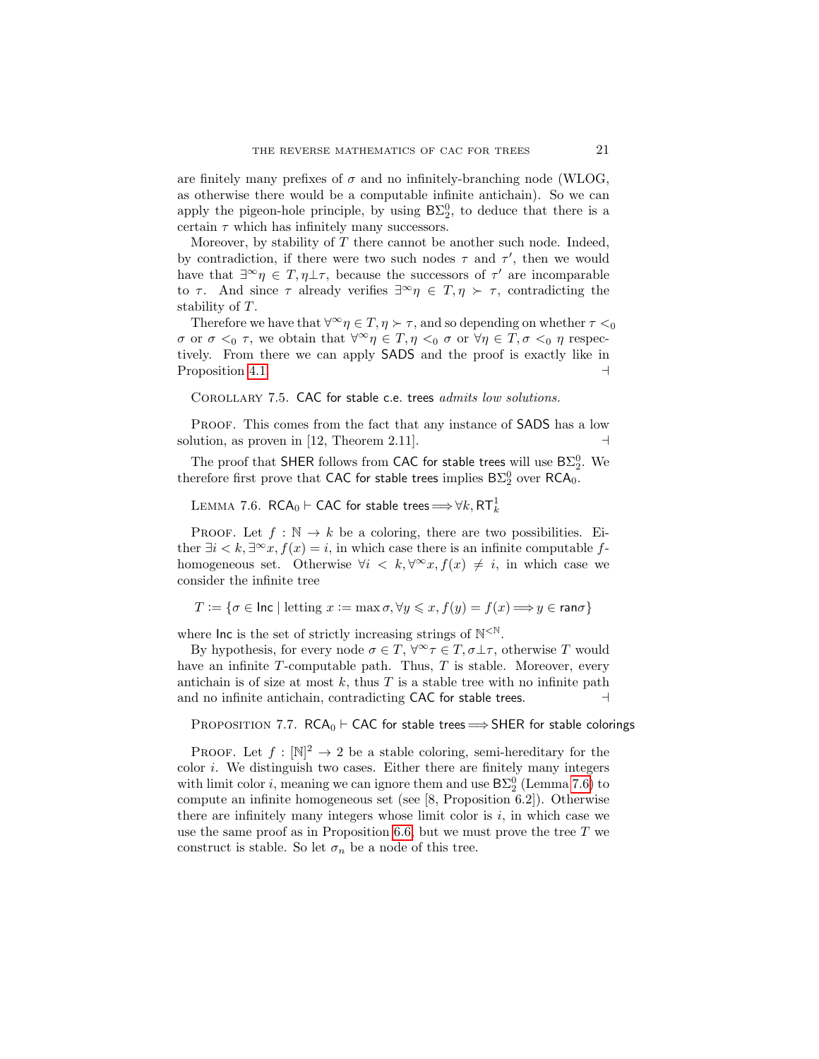are finitely many prefixes of $\sigma$ and no infinitely-branching node (WLOG, as otherwise there would be a computable infinite antichain). So we can apply the pigeon-hole principle, by using $\mathsf{B}\Sigma^0_2$, to deduce that there is a certain $\tau$ which has infinitely many successors.

Moreover, by stability of $T$ there cannot be another such node. Indeed, by contradiction, if there were two such nodes $\tau$ and $\tau'$, then we would have that $\exists^\infty \eta \in T, \eta \perp \tau$, because the successors of $\tau'$ are incomparable to $\tau$. And since $\tau$ already verifies $\exists^\infty \eta \in T, \eta \succ \tau$, contradicting the stability of $T$.

Therefore we have that $\forall^\infty \eta \in T, \eta \succ \tau$, and so depending on whether $\tau <_0 \sigma$ or $\sigma <_0 \tau$, we obtain that $\forall^\infty \eta \in T, \eta <_0 \sigma$ or $\forall \eta \in T, \sigma <_0 \eta$ respectively. From there we can apply $\mathsf{SADS}$ and the proof is exactly like in Proposition 4.1. $\dashv$

Corollary 7.5. $\mathsf{CAC}$ for stable c.e. trees *admits low solutions.*

Proof. This comes from the fact that any instance of $\mathsf{SADS}$ has a low solution, as proven in [12, Theorem 2.11]. $\dashv$

The proof that $\mathsf{SHER}$ follows from $\mathsf{CAC}$ for stable trees will use $\mathsf{B}\Sigma^0_2$. We therefore first prove that $\mathsf{CAC}$ for stable trees implies $\mathsf{B}\Sigma^0_2$ over $\mathsf{RCA}_0$.

Lemma 7.6. $\mathsf{RCA}_0 \vdash \mathsf{CAC}$ for stable trees $\implies \forall k, \mathsf{RT}^1_k$

Proof. Let $f : \mathbb{N} \to k$ be a coloring, there are two possibilities. Either $\exists i < k, \exists^\infty x, f(x) = i$, in which case there is an infinite computable $f$-homogeneous set. Otherwise $\forall i < k, \forall^\infty x, f(x) \neq i$, in which case we consider the infinite tree

$$T := \{\sigma \in \mathsf{Inc} \mid \text{letting } x := \max \sigma, \forall y \leqslant x, f(y) = f(x) \implies y \in \mathsf{ran}\sigma\}$$

where $\mathsf{Inc}$ is the set of strictly increasing strings of $\mathbb{N}^{<\mathbb{N}}$.

By hypothesis, for every node $\sigma \in T$, $\forall^\infty \tau \in T, \sigma \perp \tau$, otherwise $T$ would have an infinite $T$-computable path. Thus, $T$ is stable. Moreover, every antichain is of size at most $k$, thus $T$ is a stable tree with no infinite path and no infinite antichain, contradicting $\mathsf{CAC}$ for stable trees. $\dashv$

Proposition 7.7. $\mathsf{RCA}_0 \vdash \mathsf{CAC}$ for stable trees $\implies \mathsf{SHER}$ for stable colorings

Proof. Let $f : [\mathbb{N}]^2 \to 2$ be a stable coloring, semi-hereditary for the color $i$. We distinguish two cases. Either there are finitely many integers with limit color $i$, meaning we can ignore them and use $\mathsf{B}\Sigma^0_2$ (Lemma 7.6) to compute an infinite homogeneous set (see [8, Proposition 6.2]). Otherwise there are infinitely many integers whose limit color is $i$, in which case we use the same proof as in Proposition 6.6, but we must prove the tree $T$ we construct is stable. So let $\sigma_n$ be a node of this tree.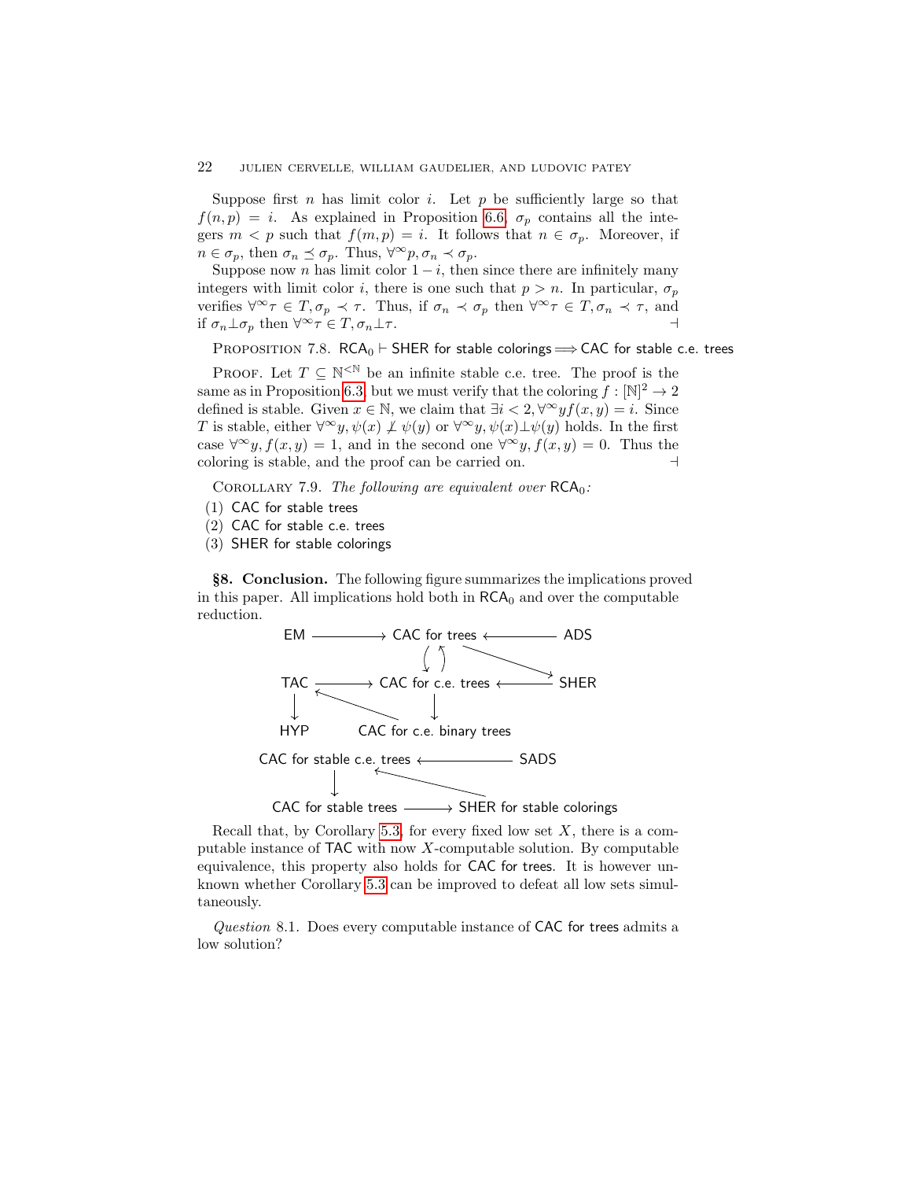Suppose first $n$ has limit color $i$. Let $p$ be sufficiently large so that $f(n,p) = i$. As explained in Proposition 6.6, $\sigma_p$ contains all the integers $m < p$ such that $f(m,p) = i$. It follows that $n \in \sigma_p$. Moreover, if $n \in \sigma_p$, then $\sigma_n \preceq \sigma_p$. Thus, $\forall^\infty p, \sigma_n \prec \sigma_p$.

Suppose now $n$ has limit color $1-i$, then since there are infinitely many integers with limit color $i$, there is one such that $p > n$. In particular, $\sigma_p$ verifies $\forall^\infty \tau \in T, \sigma_p \prec \tau$. Thus, if $\sigma_n \prec \sigma_p$ then $\forall^\infty \tau \in T, \sigma_n \prec \tau$, and if $\sigma_n \perp \sigma_p$ then $\forall^\infty \tau \in T, \sigma_n \perp \tau$. $\dashv$

Proposition 7.8. $\mathsf{RCA}_0 \vdash$ SHER for stable colorings $\Longrightarrow$ CAC for stable c.e. trees

Proof. Let $T \subseteq \mathbb{N}^{<\mathbb{N}}$ be an infinite stable c.e. tree. The proof is the same as in Proposition 6.3, but we must verify that the coloring $f : [\mathbb{N}]^2 \to 2$ defined is stable. Given $x \in \mathbb{N}$, we claim that $\exists i < 2, \forall^\infty y f(x,y) = i$. Since $T$ is stable, either $\forall^\infty y, \psi(x) \not\prec \psi(y)$ or $\forall^\infty y, \psi(x) \perp \psi(y)$ holds. In the first case $\forall^\infty y, f(x,y) = 1$, and in the second one $\forall^\infty y, f(x,y) = 0$. Thus the coloring is stable, and the proof can be carried on. $\dashv$

Corollary 7.9. *The following are equivalent over* $\mathsf{RCA}_0$*:*

1. CAC for stable trees
2. CAC for stable c.e. trees
3. SHER for stable colorings

## §8. Conclusion.

The following figure summarizes the implications proved in this paper. All implications hold both in $\mathsf{RCA}_0$ and over the computable reduction.

```
EM ----------> CAC for trees <---------- ADS
                  |  ^      \
                  v  |       \
TAC ---------> CAC for c.e. trees <------ SHER
 |     ^              |
 v      \             v
HYP      \--- CAC for c.e. binary trees

CAC for stable c.e. trees <---------- SADS
        |            ^
        v             \
CAC for stable trees ------> SHER for stable colorings
```

(Arrows: EM → CAC for trees; ADS → CAC for trees; CAC for trees ↔ CAC for c.e. trees; CAC for trees → SHER; TAC → CAC for c.e. trees; SHER → CAC for c.e. trees; TAC → HYP; CAC for c.e. trees → CAC for c.e. binary trees; CAC for c.e. binary trees → TAC; SADS → CAC for stable c.e. trees; CAC for stable c.e. trees → CAC for stable trees; CAC for stable trees → SHER for stable colorings; SHER for stable colorings → CAC for stable c.e. trees.)

Recall that, by Corollary 5.3, for every fixed low set $X$, there is a computable instance of TAC with now $X$-computable solution. By computable equivalence, this property also holds for CAC for trees. It is however unknown whether Corollary 5.3 can be improved to defeat all low sets simultaneously.

*Question* 8.1. Does every computable instance of CAC for trees admits a low solution?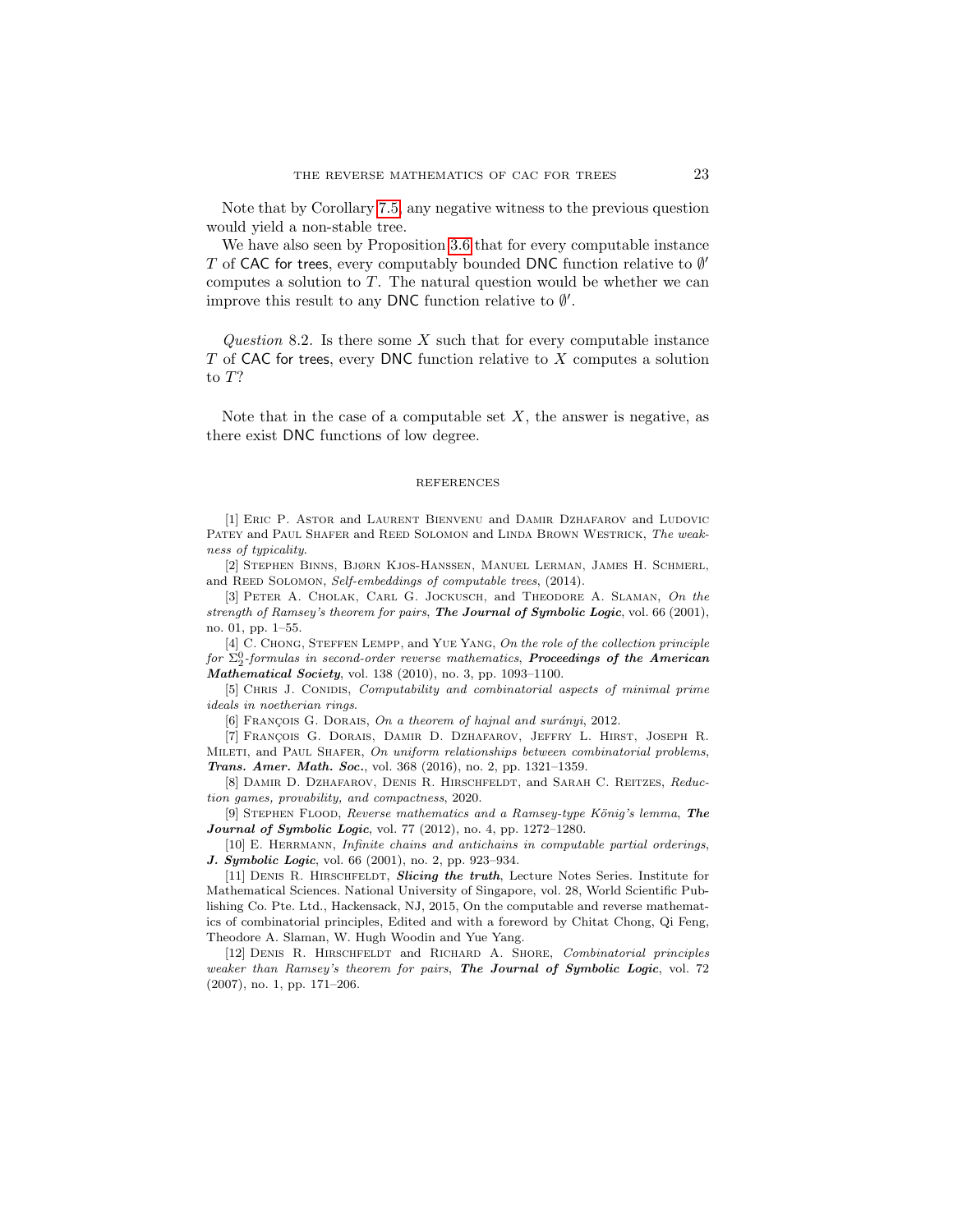Note that by Corollary 7.5, any negative witness to the previous question would yield a non-stable tree.

We have also seen by Proposition 3.6 that for every computable instance $T$ of CAC for trees, every computably bounded DNC function relative to $\emptyset'$ computes a solution to $T$. The natural question would be whether we can improve this result to any DNC function relative to $\emptyset'$.

*Question* 8.2. Is there some $X$ such that for every computable instance $T$ of CAC for trees, every DNC function relative to $X$ computes a solution to $T$?

Note that in the case of a computable set $X$, the answer is negative, as there exist DNC functions of low degree.

## REFERENCES

[1] Eric P. Astor and Laurent Bienvenu and Damir Dzhafarov and Ludovic Patey and Paul Shafer and Reed Solomon and Linda Brown Westrick, *The weakness of typicality*.

[2] Stephen Binns, Bjørn Kjos-Hanssen, Manuel Lerman, James H. Schmerl, and Reed Solomon, *Self-embeddings of computable trees*, (2014).

[3] Peter A. Cholak, Carl G. Jockusch, and Theodore A. Slaman, *On the strength of Ramsey's theorem for pairs*, ***The Journal of Symbolic Logic***, vol. 66 (2001), no. 01, pp. 1–55.

[4] C. Chong, Steffen Lempp, and Yue Yang, *On the role of the collection principle for $\Sigma^0_2$-formulas in second-order reverse mathematics*, ***Proceedings of the American Mathematical Society***, vol. 138 (2010), no. 3, pp. 1093–1100.

[5] Chris J. Conidis, *Computability and combinatorial aspects of minimal prime ideals in noetherian rings*.

[6] François G. Dorais, *On a theorem of hajnal and surányi*, 2012.

[7] François G. Dorais, Damir D. Dzhafarov, Jeffry L. Hirst, Joseph R. Mileti, and Paul Shafer, *On uniform relationships between combinatorial problems*, ***Trans. Amer. Math. Soc.***, vol. 368 (2016), no. 2, pp. 1321–1359.

[8] Damir D. Dzhafarov, Denis R. Hirschfeldt, and Sarah C. Reitzes, *Reduction games, provability, and compactness*, 2020.

[9] Stephen Flood, *Reverse mathematics and a Ramsey-type Kőnig's lemma*, ***The Journal of Symbolic Logic***, vol. 77 (2012), no. 4, pp. 1272–1280.

[10] E. Herrmann, *Infinite chains and antichains in computable partial orderings*, ***J. Symbolic Logic***, vol. 66 (2001), no. 2, pp. 923–934.

[11] Denis R. Hirschfeldt, ***Slicing the truth***, Lecture Notes Series. Institute for Mathematical Sciences. National University of Singapore, vol. 28, World Scientific Publishing Co. Pte. Ltd., Hackensack, NJ, 2015, On the computable and reverse mathematics of combinatorial principles, Edited and with a foreword by Chitat Chong, Qi Feng, Theodore A. Slaman, W. Hugh Woodin and Yue Yang.

[12] Denis R. Hirschfeldt and Richard A. Shore, *Combinatorial principles weaker than Ramsey's theorem for pairs*, ***The Journal of Symbolic Logic***, vol. 72 (2007), no. 1, pp. 171–206.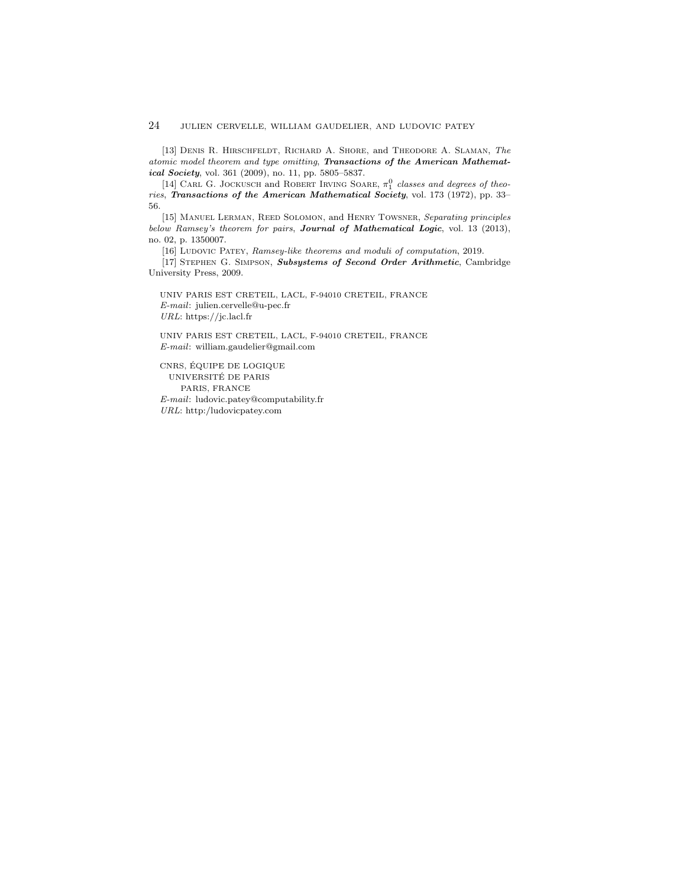[13] Denis R. Hirschfeldt, Richard A. Shore, and Theodore A. Slaman, *The atomic model theorem and type omitting*, ***Transactions of the American Mathematical Society***, vol. 361 (2009), no. 11, pp. 5805–5837.

[14] Carl G. Jockusch and Robert Irving Soare, *$\pi^0_1$ classes and degrees of theories*, ***Transactions of the American Mathematical Society***, vol. 173 (1972), pp. 33–56.

[15] Manuel Lerman, Reed Solomon, and Henry Towsner, *Separating principles below Ramsey's theorem for pairs*, ***Journal of Mathematical Logic***, vol. 13 (2013), no. 02, p. 1350007.

[16] Ludovic Patey, *Ramsey-like theorems and moduli of computation*, 2019.

[17] Stephen G. Simpson, ***Subsystems of Second Order Arithmetic***, Cambridge University Press, 2009.

UNIV PARIS EST CRETEIL, LACL, F-94010 CRETEIL, FRANCE
*E-mail*: julien.cervelle@u-pec.fr
*URL*: https://jc.lacl.fr

UNIV PARIS EST CRETEIL, LACL, F-94010 CRETEIL, FRANCE
*E-mail*: william.gaudelier@gmail.com

CNRS, ÉQUIPE DE LOGIQUE
UNIVERSITÉ DE PARIS
PARIS, FRANCE
*E-mail*: ludovic.patey@computability.fr
*URL*: http:/ludovicpatey.com